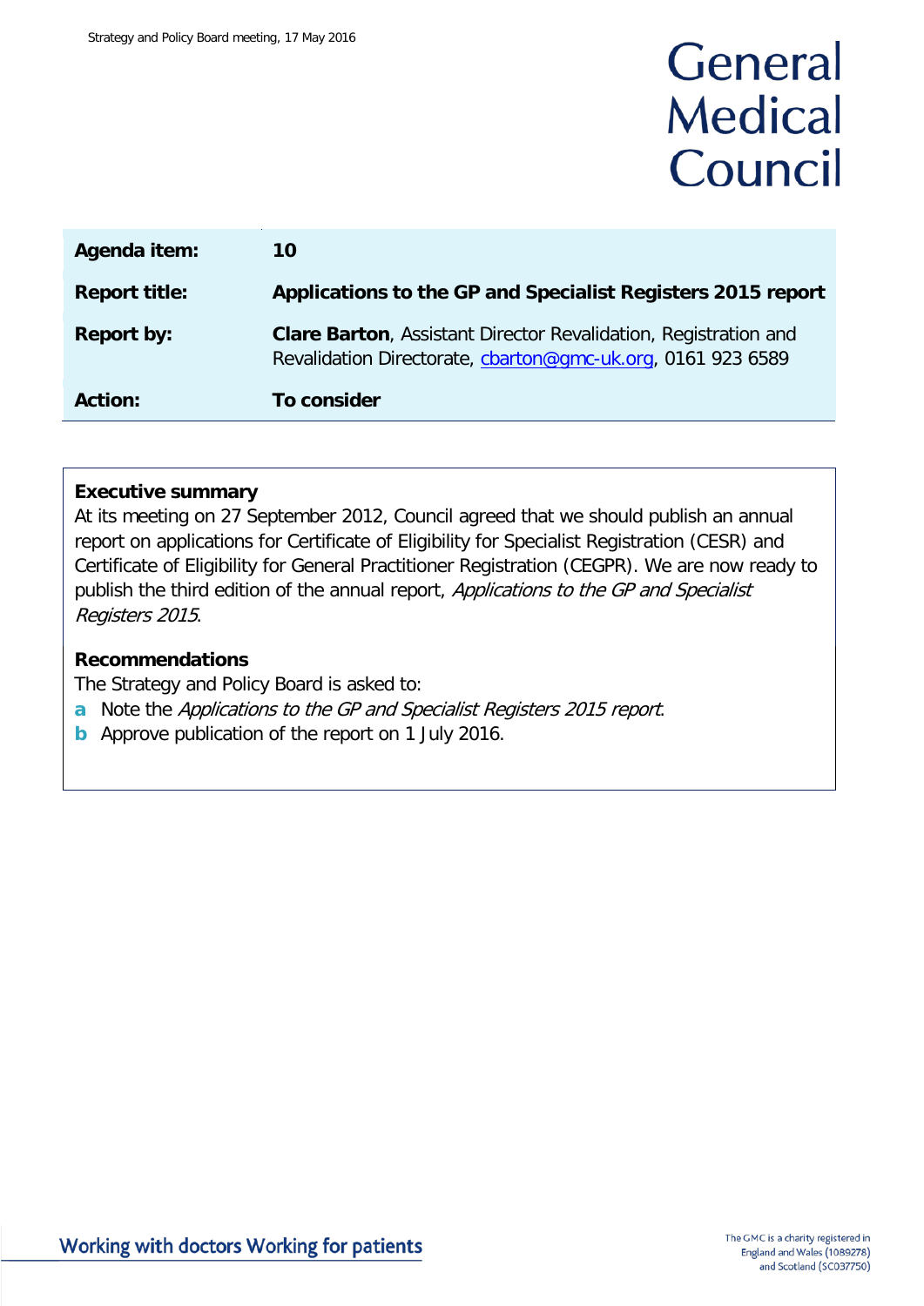# General Medical Council

| | |
|---|---|
| **Agenda item:** | **10** |
| **Report title:** | **Applications to the GP and Specialist Registers 2015 report** |
| **Report by:** | **Clare Barton**, Assistant Director Revalidation, Registration and Revalidation Directorate, cbarton@gmc-uk.org, 0161 923 6589 |
| **Action:** | **To consider** |

## Executive summary

At its meeting on 27 September 2012, Council agreed that we should publish an annual report on applications for Certificate of Eligibility for Specialist Registration (CESR) and Certificate of Eligibility for General Practitioner Registration (CEGPR). We are now ready to publish the third edition of the annual report, *Applications to the GP and Specialist Registers 2015*.

## Recommendations

The Strategy and Policy Board is asked to:

a. Note the *Applications to the GP and Specialist Registers 2015 report*.
b. Approve publication of the report on 1 July 2016.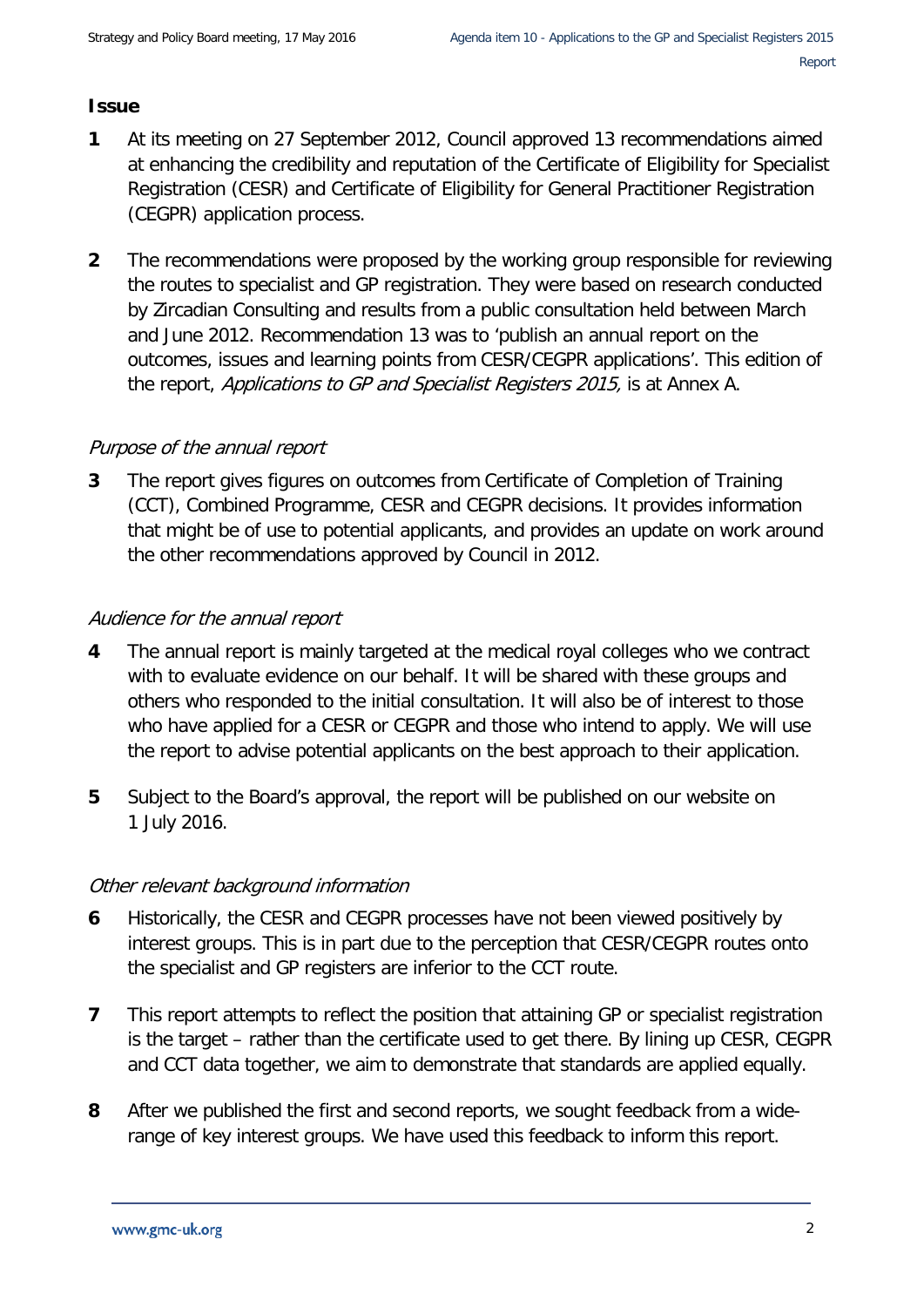## Issue

**1** At its meeting on 27 September 2012, Council approved 13 recommendations aimed at enhancing the credibility and reputation of the Certificate of Eligibility for Specialist Registration (CESR) and Certificate of Eligibility for General Practitioner Registration (CEGPR) application process.

**2** The recommendations were proposed by the working group responsible for reviewing the routes to specialist and GP registration. They were based on research conducted by Zircadian Consulting and results from a public consultation held between March and June 2012. Recommendation 13 was to 'publish an annual report on the outcomes, issues and learning points from CESR/CEGPR applications'. This edition of the report, *Applications to GP and Specialist Registers 2015,* is at Annex A.

### *Purpose of the annual report*

**3** The report gives figures on outcomes from Certificate of Completion of Training (CCT), Combined Programme, CESR and CEGPR decisions. It provides information that might be of use to potential applicants, and provides an update on work around the other recommendations approved by Council in 2012.

### *Audience for the annual report*

**4** The annual report is mainly targeted at the medical royal colleges who we contract with to evaluate evidence on our behalf. It will be shared with these groups and others who responded to the initial consultation. It will also be of interest to those who have applied for a CESR or CEGPR and those who intend to apply. We will use the report to advise potential applicants on the best approach to their application.

**5** Subject to the Board's approval, the report will be published on our website on 1 July 2016.

### *Other relevant background information*

**6** Historically, the CESR and CEGPR processes have not been viewed positively by interest groups. This is in part due to the perception that CESR/CEGPR routes onto the specialist and GP registers are inferior to the CCT route.

**7** This report attempts to reflect the position that attaining GP or specialist registration is the target – rather than the certificate used to get there. By lining up CESR, CEGPR and CCT data together, we aim to demonstrate that standards are applied equally.

**8** After we published the first and second reports, we sought feedback from a wide-range of key interest groups. We have used this feedback to inform this report.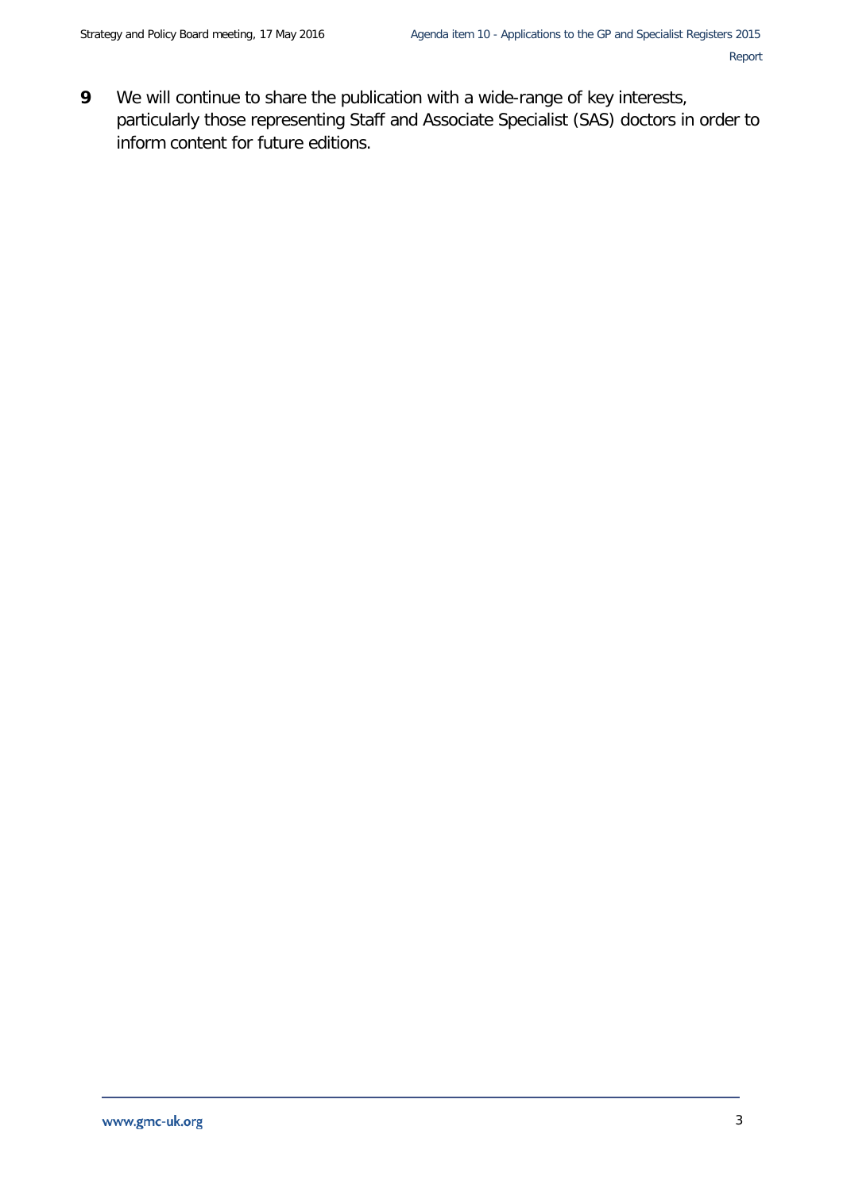**9** We will continue to share the publication with a wide-range of key interests, particularly those representing Staff and Associate Specialist (SAS) doctors in order to inform content for future editions.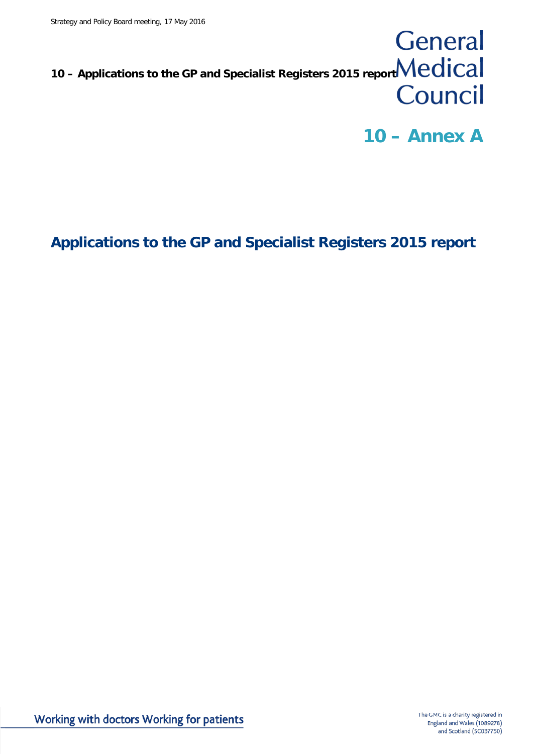# 10 – Annex A

## Applications to the GP and Specialist Registers 2015 report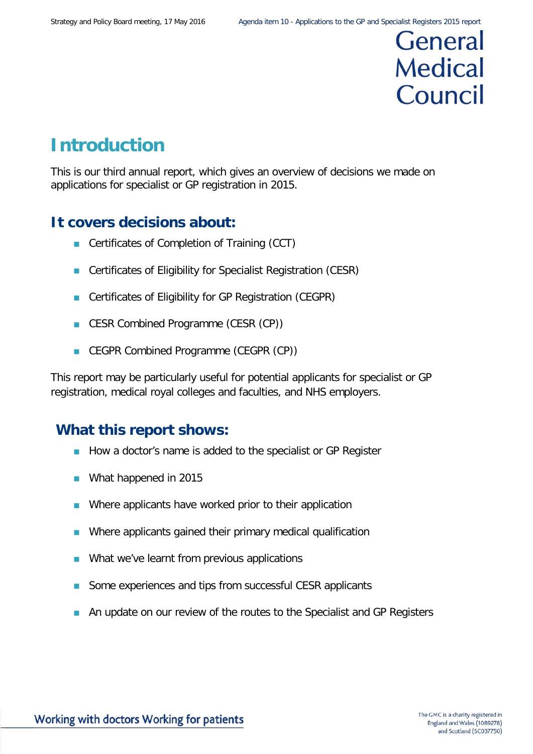# Introduction

This is our third annual report, which gives an overview of decisions we made on applications for specialist or GP registration in 2015.

## It covers decisions about:

- Certificates of Completion of Training (CCT)
- Certificates of Eligibility for Specialist Registration (CESR)
- Certificates of Eligibility for GP Registration (CEGPR)
- CESR Combined Programme (CESR (CP))
- CEGPR Combined Programme (CEGPR (CP))

This report may be particularly useful for potential applicants for specialist or GP registration, medical royal colleges and faculties, and NHS employers.

## What this report shows:

- How a doctor's name is added to the specialist or GP Register
- What happened in 2015
- Where applicants have worked prior to their application
- Where applicants gained their primary medical qualification
- What we've learnt from previous applications
- Some experiences and tips from successful CESR applicants
- An update on our review of the routes to the Specialist and GP Registers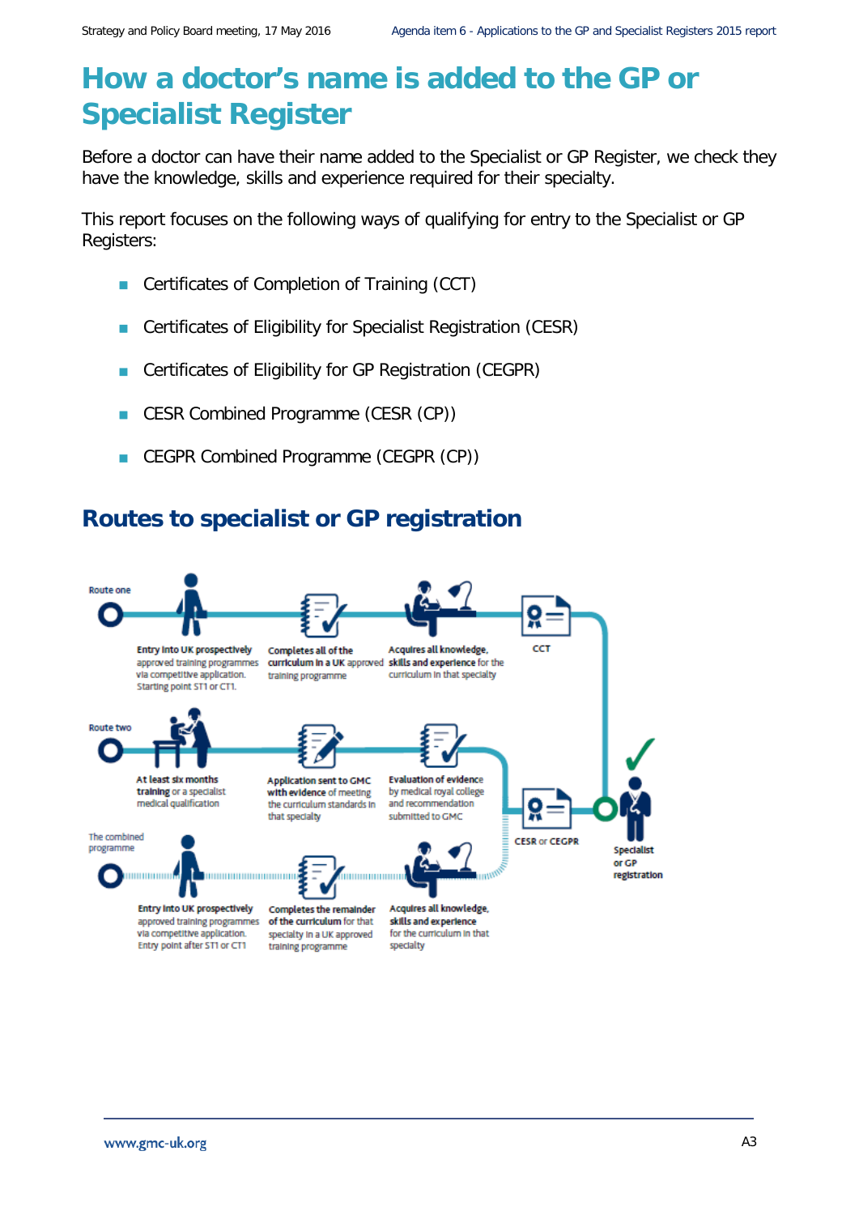# How a doctor's name is added to the GP or Specialist Register

Before a doctor can have their name added to the Specialist or GP Register, we check they have the knowledge, skills and experience required for their specialty.

This report focuses on the following ways of qualifying for entry to the Specialist or GP Registers:

- Certificates of Completion of Training (CCT)
- Certificates of Eligibility for Specialist Registration (CESR)
- Certificates of Eligibility for GP Registration (CEGPR)
- CESR Combined Programme (CESR (CP))
- CEGPR Combined Programme (CEGPR (CP))

## Routes to specialist or GP registration

Route one

**Entry into UK prospectively** approved training programmes via competitive application. Starting point ST1 or CT1.

**Completes all of the curriculum in a UK** approved training programme

**Acquires all knowledge, skills and experience** for the curriculum in that specialty

CCT

Route two

**At least six months training** or a specialist medical qualification

**Application sent to GMC with evidence** of meeting the curriculum standards in that specialty

**Evaluation of evidence** by medical royal college and recommendation submitted to GMC

CESR or CEGPR

The combined programme

**Entry into UK prospectively** approved training programmes via competitive application. Entry point after ST1 or CT1

**Completes the remainder of the curriculum** for that specialty in a UK approved training programme

**Acquires all knowledge, skills and experience** for the curriculum in that specialty

Specialist or GP registration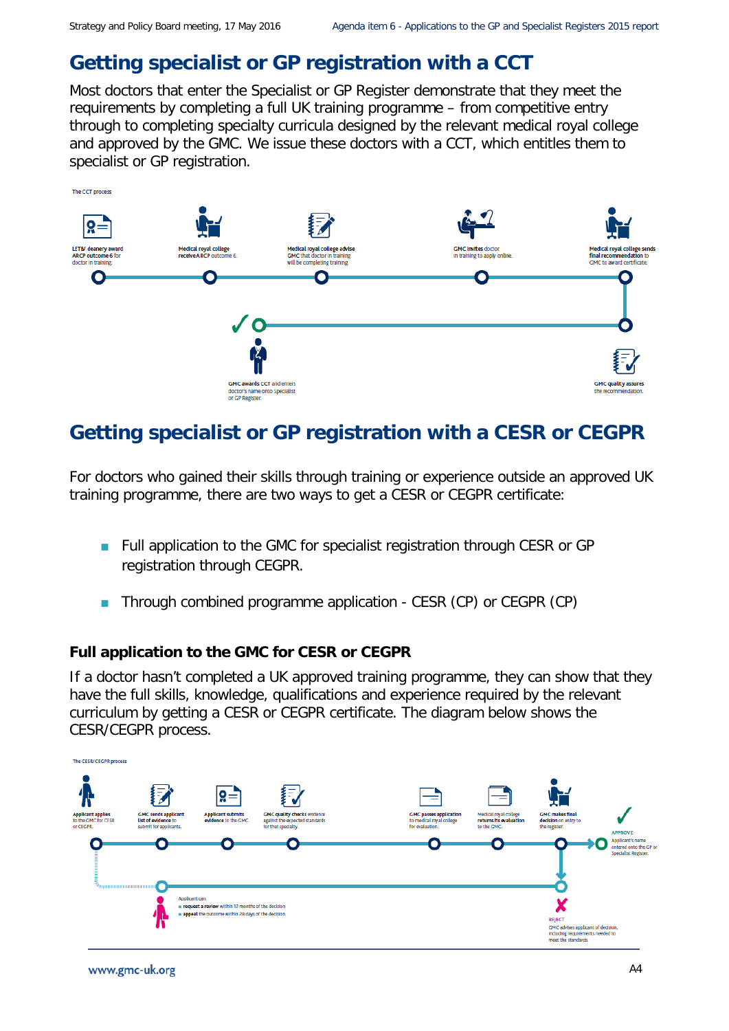## Getting specialist or GP registration with a CCT

Most doctors that enter the Specialist or GP Register demonstrate that they meet the requirements by completing a full UK training programme – from competitive entry through to completing specialty curricula designed by the relevant medical royal college and approved by the GMC. We issue these doctors with a CCT, which entitles them to specialist or GP registration.

The CCT process

LETB/ deanery award ARCP outcome 6 for doctor in training.

Medical royal college receive ARCP outcome 6.

Medical royal college advise GMC that doctor in training will be completing training.

GMC invites doctor in training to apply online.

Medical royal college sends final recommendation to GMC to award certificate.

GMC quality assures the recommendation.

GMC awards CCT and enters doctor's name onto Specialist or GP Register.

## Getting specialist or GP registration with a CESR or CEGPR

For doctors who gained their skills through training or experience outside an approved UK training programme, there are two ways to get a CESR or CEGPR certificate:

- Full application to the GMC for specialist registration through CESR or GP registration through CEGPR.
- Through combined programme application - CESR (CP) or CEGPR (CP)

### Full application to the GMC for CESR or CEGPR

If a doctor hasn't completed a UK approved training programme, they can show that they have the full skills, knowledge, qualifications and experience required by the relevant curriculum by getting a CESR or CEGPR certificate. The diagram below shows the CESR/CEGPR process.

The CESR/CEGPR process

Applicant applies to the GMC for CESR or CEGPR.

GMC sends applicant list of evidence to submit for applicants.

Applicant submits evidence to the GMC.

GMC quality checks evidence against the expected standards for that specialty.

GMC passes application to medical royal college for evaluation.

Medical royal college returns its evaluation to the GMC.

GMC makes final decision on entry to the register.

APPROVE
Applicant's name entered onto the GP or Specialist Register.

REJECT
GMC advises applicant of decision, including requirements needed to meet the standards.

Applicant can:
- request a review within 12 months of the decision
- appeal the outcome within 28 days of the decision.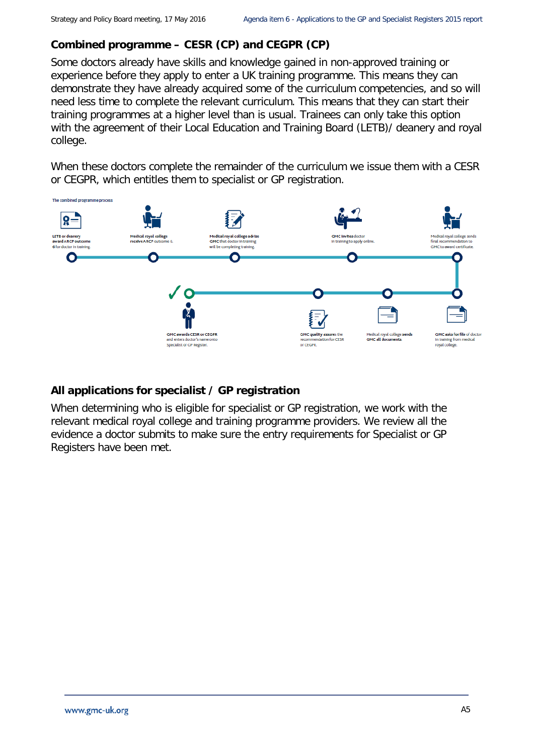### Combined programme – CESR (CP) and CEGPR (CP)

Some doctors already have skills and knowledge gained in non-approved training or experience before they apply to enter a UK training programme. This means they can demonstrate they have already acquired some of the curriculum competencies, and so will need less time to complete the relevant curriculum. This means that they can start their training programmes at a higher level than is usual. Trainees can only take this option with the agreement of their Local Education and Training Board (LETB)/ deanery and royal college.

When these doctors complete the remainder of the curriculum we issue them with a CESR or CEGPR, which entitles them to specialist or GP registration.

The combined programme process

LETB or deanery award ARCP outcome 6 for doctor in training.

Medical royal college receive ARCP outcome 6.

Medical royal college advise GMC that doctor in training will be completing training.

GMC invites doctor in training to apply online.

Medical royal college sends final recommendation to GMC to award certificate.

GMC asks for file of doctor in training from medical royal college.

Medical royal college sends GMC all documents.

GMC quality assures the recommendation for CESR or CEGPR.

GMC awards CESR or CEGPR and enters doctor's name onto Specialist or GP Register.

### All applications for specialist / GP registration

When determining who is eligible for specialist or GP registration, we work with the relevant medical royal college and training programme providers. We review all the evidence a doctor submits to make sure the entry requirements for Specialist or GP Registers have been met.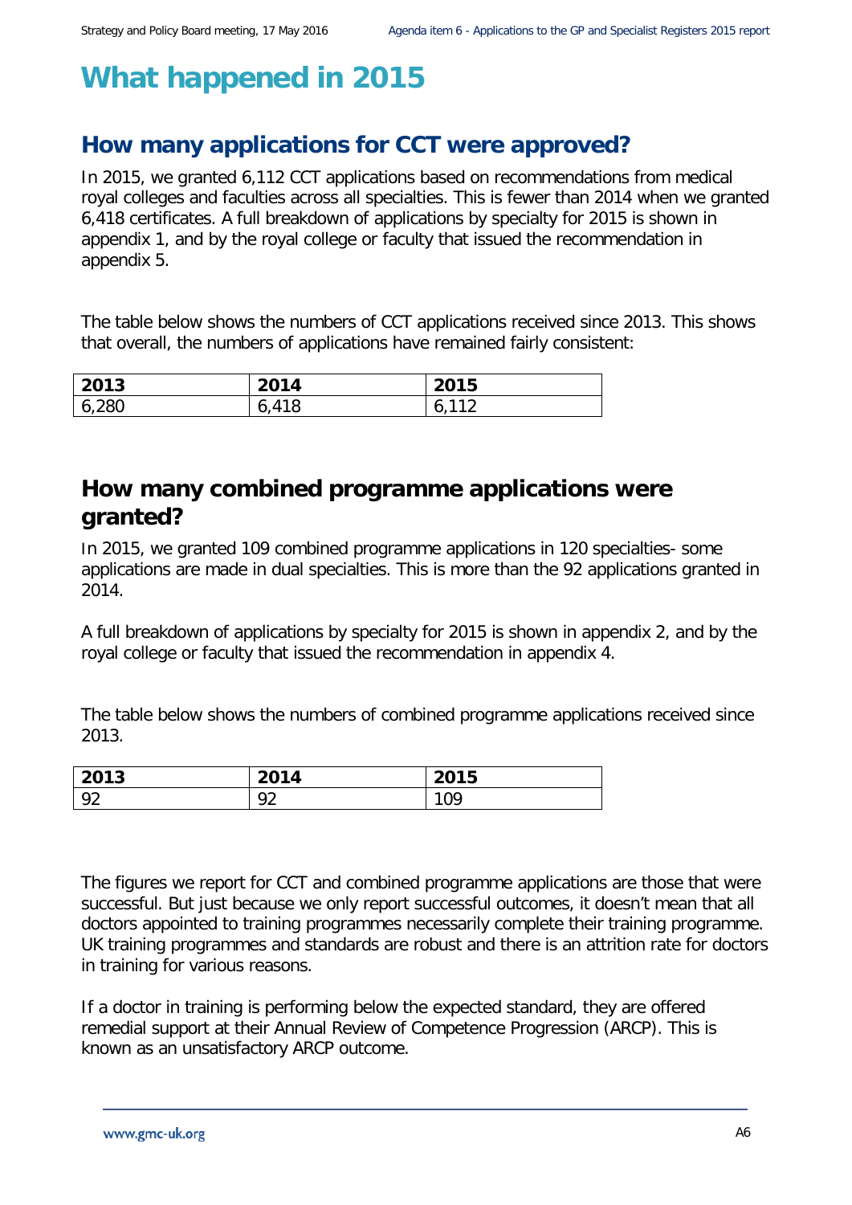# What happened in 2015

## How many applications for CCT were approved?

In 2015, we granted 6,112 CCT applications based on recommendations from medical royal colleges and faculties across all specialties. This is fewer than 2014 when we granted 6,418 certificates. A full breakdown of applications by specialty for 2015 is shown in appendix 1, and by the royal college or faculty that issued the recommendation in appendix 5.

The table below shows the numbers of CCT applications received since 2013. This shows that overall, the numbers of applications have remained fairly consistent:

| 2013 | 2014 | 2015 |
|---|---|---|
| 6,280 | 6,418 | 6,112 |

## How many combined programme applications were granted?

In 2015, we granted 109 combined programme applications in 120 specialties- some applications are made in dual specialties. This is more than the 92 applications granted in 2014.

A full breakdown of applications by specialty for 2015 is shown in appendix 2, and by the royal college or faculty that issued the recommendation in appendix 4.

The table below shows the numbers of combined programme applications received since 2013.

| 2013 | 2014 | 2015 |
|---|---|---|
| 92 | 92 | 109 |

The figures we report for CCT and combined programme applications are those that were successful. But just because we only report successful outcomes, it doesn't mean that all doctors appointed to training programmes necessarily complete their training programme. UK training programmes and standards are robust and there is an attrition rate for doctors in training for various reasons.

If a doctor in training is performing below the expected standard, they are offered remedial support at their Annual Review of Competence Progression (ARCP). This is known as an unsatisfactory ARCP outcome.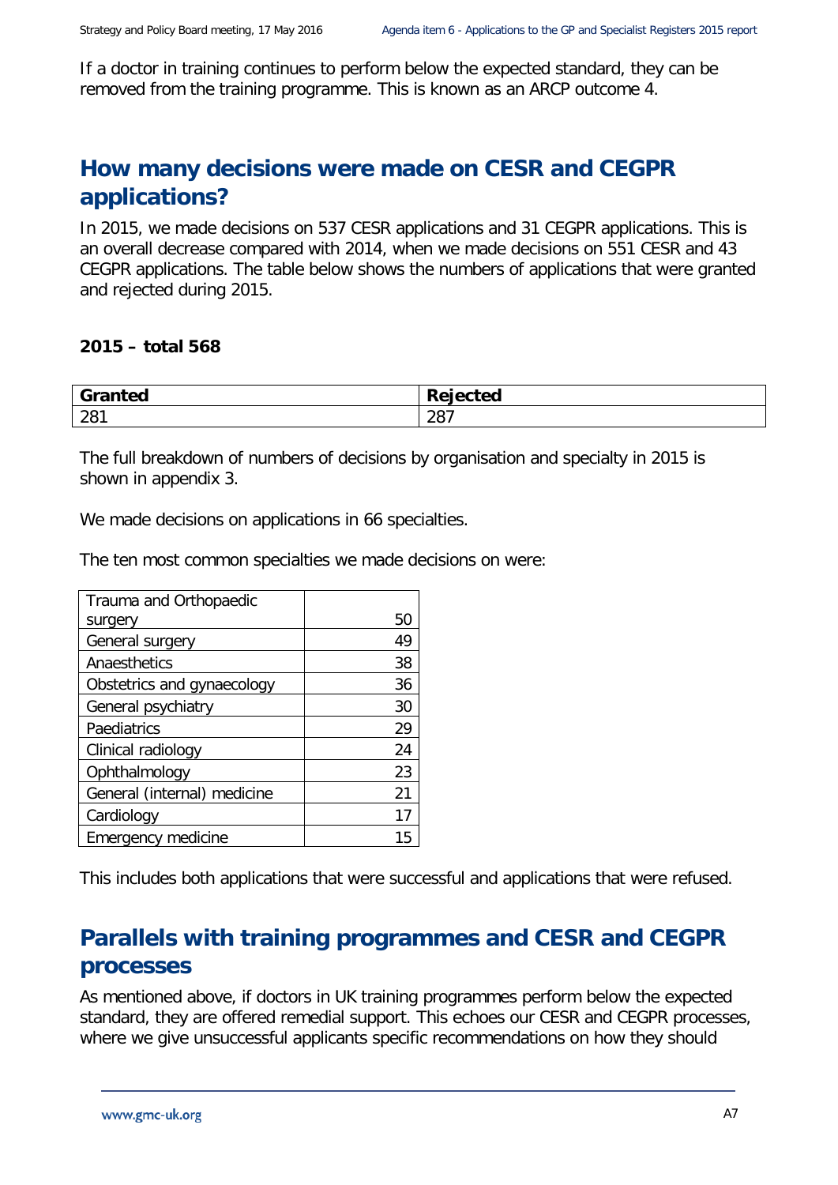If a doctor in training continues to perform below the expected standard, they can be removed from the training programme. This is known as an ARCP outcome 4.

## How many decisions were made on CESR and CEGPR applications?

In 2015, we made decisions on 537 CESR applications and 31 CEGPR applications. This is an overall decrease compared with 2014, when we made decisions on 551 CESR and 43 CEGPR applications. The table below shows the numbers of applications that were granted and rejected during 2015.

**2015 – total 568**

| Granted | Rejected |
|---|---|
| 281 | 287 |

The full breakdown of numbers of decisions by organisation and specialty in 2015 is shown in appendix 3.

We made decisions on applications in 66 specialties.

The ten most common specialties we made decisions on were:

| | |
|---|---|
| Trauma and Orthopaedic surgery | 50 |
| General surgery | 49 |
| Anaesthetics | 38 |
| Obstetrics and gynaecology | 36 |
| General psychiatry | 30 |
| Paediatrics | 29 |
| Clinical radiology | 24 |
| Ophthalmology | 23 |
| General (internal) medicine | 21 |
| Cardiology | 17 |
| Emergency medicine | 15 |

This includes both applications that were successful and applications that were refused.

## Parallels with training programmes and CESR and CEGPR processes

As mentioned above, if doctors in UK training programmes perform below the expected standard, they are offered remedial support. This echoes our CESR and CEGPR processes, where we give unsuccessful applicants specific recommendations on how they should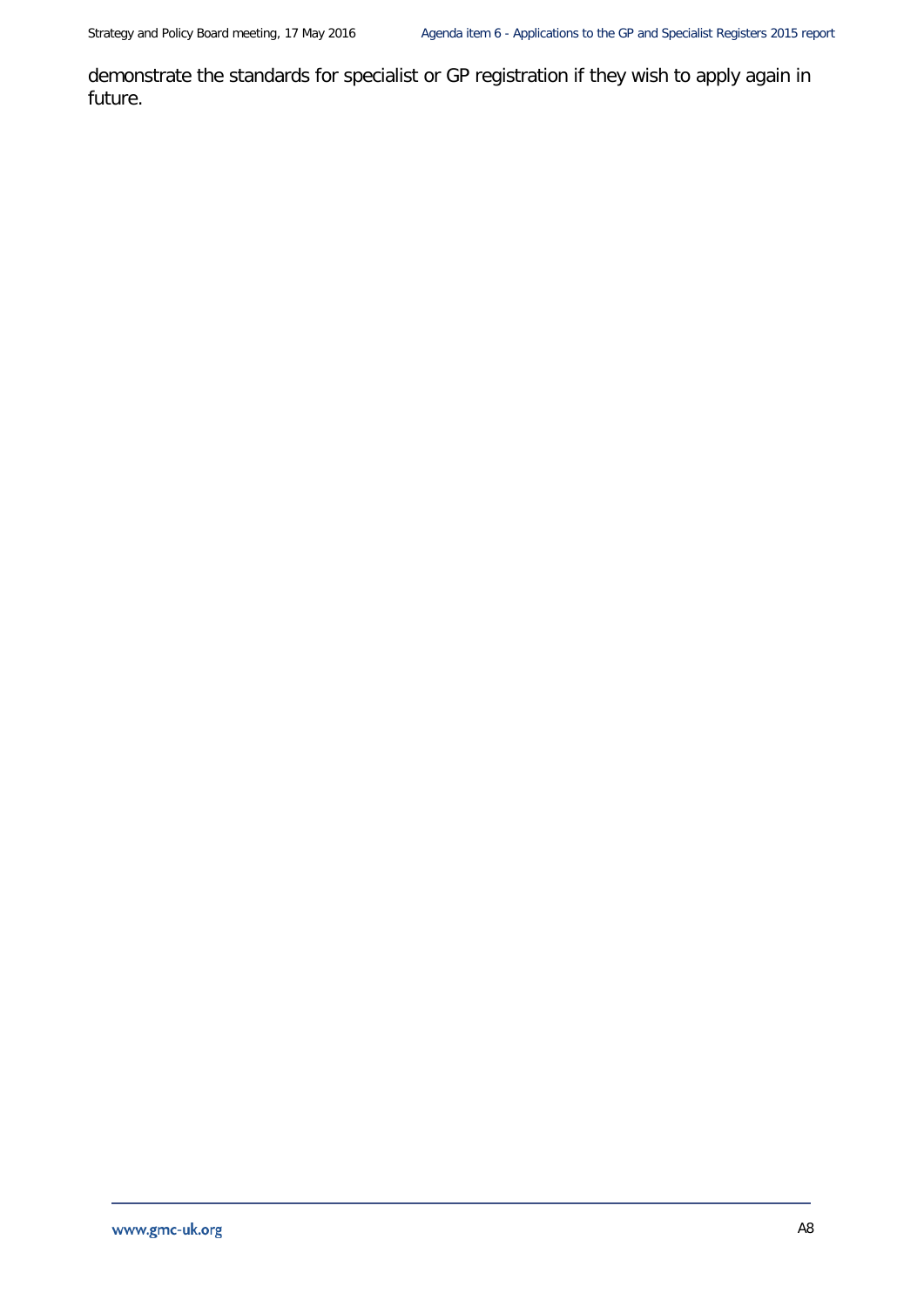demonstrate the standards for specialist or GP registration if they wish to apply again in future.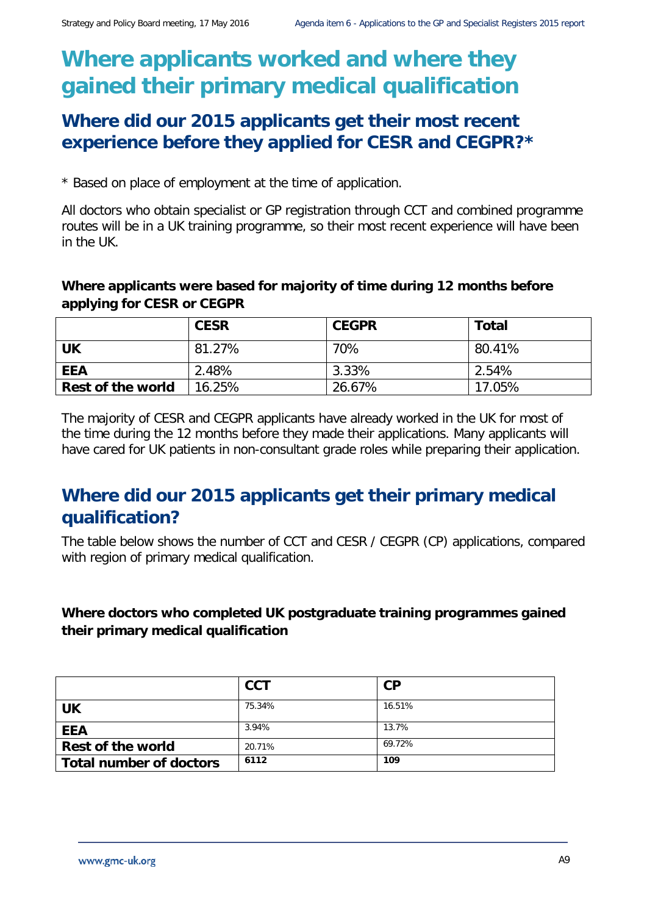# Where applicants worked and where they gained their primary medical qualification

## Where did our 2015 applicants get their most recent experience before they applied for CESR and CEGPR?*

* Based on place of employment at the time of application.

All doctors who obtain specialist or GP registration through CCT and combined programme routes will be in a UK training programme, so their most recent experience will have been in the UK.

**Where applicants were based for majority of time during 12 months before applying for CESR or CEGPR**

| | CESR | CEGPR | Total |
|---|---|---|---|
| **UK** | 81.27% | 70% | 80.41% |
| **EEA** | 2.48% | 3.33% | 2.54% |
| **Rest of the world** | 16.25% | 26.67% | 17.05% |

The majority of CESR and CEGPR applicants have already worked in the UK for most of the time during the 12 months before they made their applications. Many applicants will have cared for UK patients in non-consultant grade roles while preparing their application.

## Where did our 2015 applicants get their primary medical qualification?

The table below shows the number of CCT and CESR / CEGPR (CP) applications, compared with region of primary medical qualification.

**Where doctors who completed UK postgraduate training programmes gained their primary medical qualification**

| | CCT | CP |
|---|---|---|
| **UK** | 75.34% | 16.51% |
| **EEA** | 3.94% | 13.7% |
| **Rest of the world** | 20.71% | 69.72% |
| **Total number of doctors** | **6112** | **109** |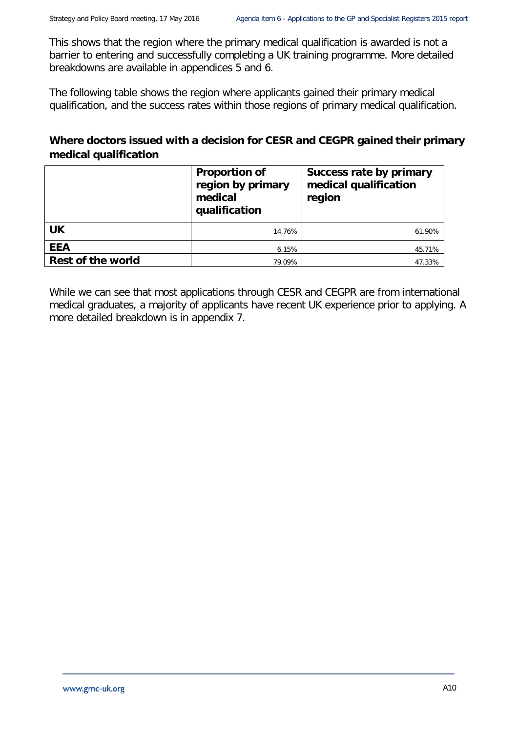This shows that the region where the primary medical qualification is awarded is not a barrier to entering and successfully completing a UK training programme. More detailed breakdowns are available in appendices 5 and 6.

The following table shows the region where applicants gained their primary medical qualification, and the success rates within those regions of primary medical qualification.

**Where doctors issued with a decision for CESR and CEGPR gained their primary medical qualification**

| | Proportion of region by primary medical qualification | Success rate by primary medical qualification region |
|---|---|---|
| **UK** | 14.76% | 61.90% |
| **EEA** | 6.15% | 45.71% |
| **Rest of the world** | 79.09% | 47.33% |

While we can see that most applications through CESR and CEGPR are from international medical graduates, a majority of applicants have recent UK experience prior to applying. A more detailed breakdown is in appendix 7.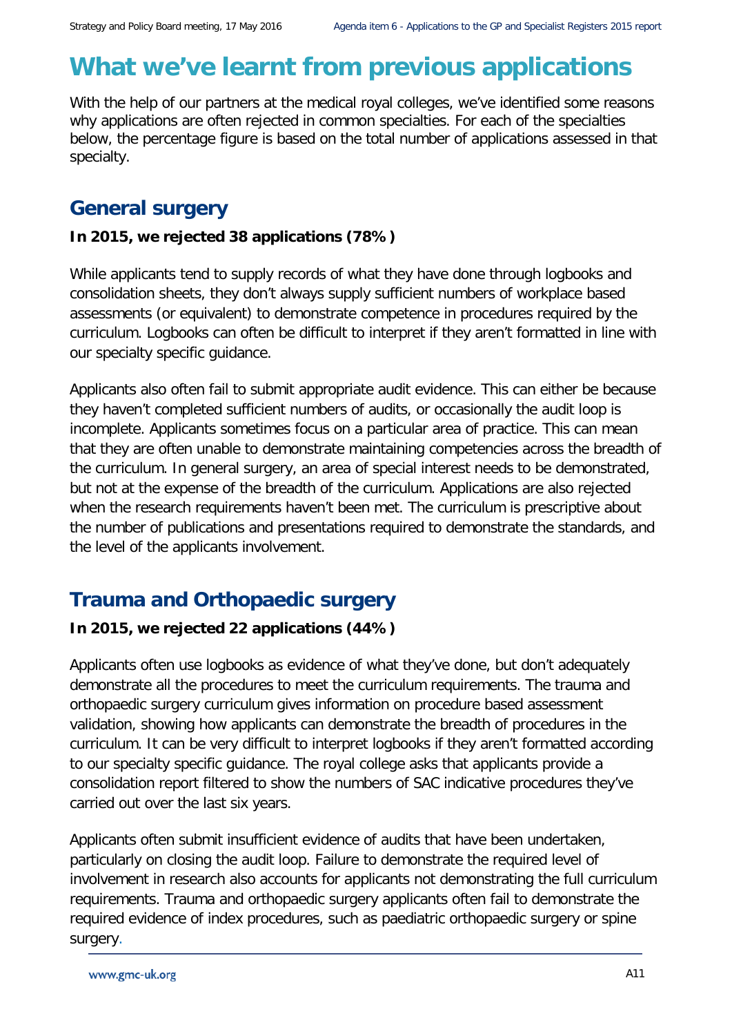# What we've learnt from previous applications

With the help of our partners at the medical royal colleges, we've identified some reasons why applications are often rejected in common specialties. For each of the specialties below, the percentage figure is based on the total number of applications assessed in that specialty.

## General surgery

**In 2015, we rejected 38 applications (78%)**

While applicants tend to supply records of what they have done through logbooks and consolidation sheets, they don't always supply sufficient numbers of workplace based assessments (or equivalent) to demonstrate competence in procedures required by the curriculum. Logbooks can often be difficult to interpret if they aren't formatted in line with our specialty specific guidance.

Applicants also often fail to submit appropriate audit evidence. This can either be because they haven't completed sufficient numbers of audits, or occasionally the audit loop is incomplete. Applicants sometimes focus on a particular area of practice. This can mean that they are often unable to demonstrate maintaining competencies across the breadth of the curriculum. In general surgery, an area of special interest needs to be demonstrated, but not at the expense of the breadth of the curriculum. Applications are also rejected when the research requirements haven't been met. The curriculum is prescriptive about the number of publications and presentations required to demonstrate the standards, and the level of the applicants involvement.

## Trauma and Orthopaedic surgery

**In 2015, we rejected 22 applications (44%)**

Applicants often use logbooks as evidence of what they've done, but don't adequately demonstrate all the procedures to meet the curriculum requirements. The trauma and orthopaedic surgery curriculum gives information on procedure based assessment validation, showing how applicants can demonstrate the breadth of procedures in the curriculum. It can be very difficult to interpret logbooks if they aren't formatted according to our specialty specific guidance. The royal college asks that applicants provide a consolidation report filtered to show the numbers of SAC indicative procedures they've carried out over the last six years.

Applicants often submit insufficient evidence of audits that have been undertaken, particularly on closing the audit loop. Failure to demonstrate the required level of involvement in research also accounts for applicants not demonstrating the full curriculum requirements. Trauma and orthopaedic surgery applicants often fail to demonstrate the required evidence of index procedures, such as paediatric orthopaedic surgery or spine surgery.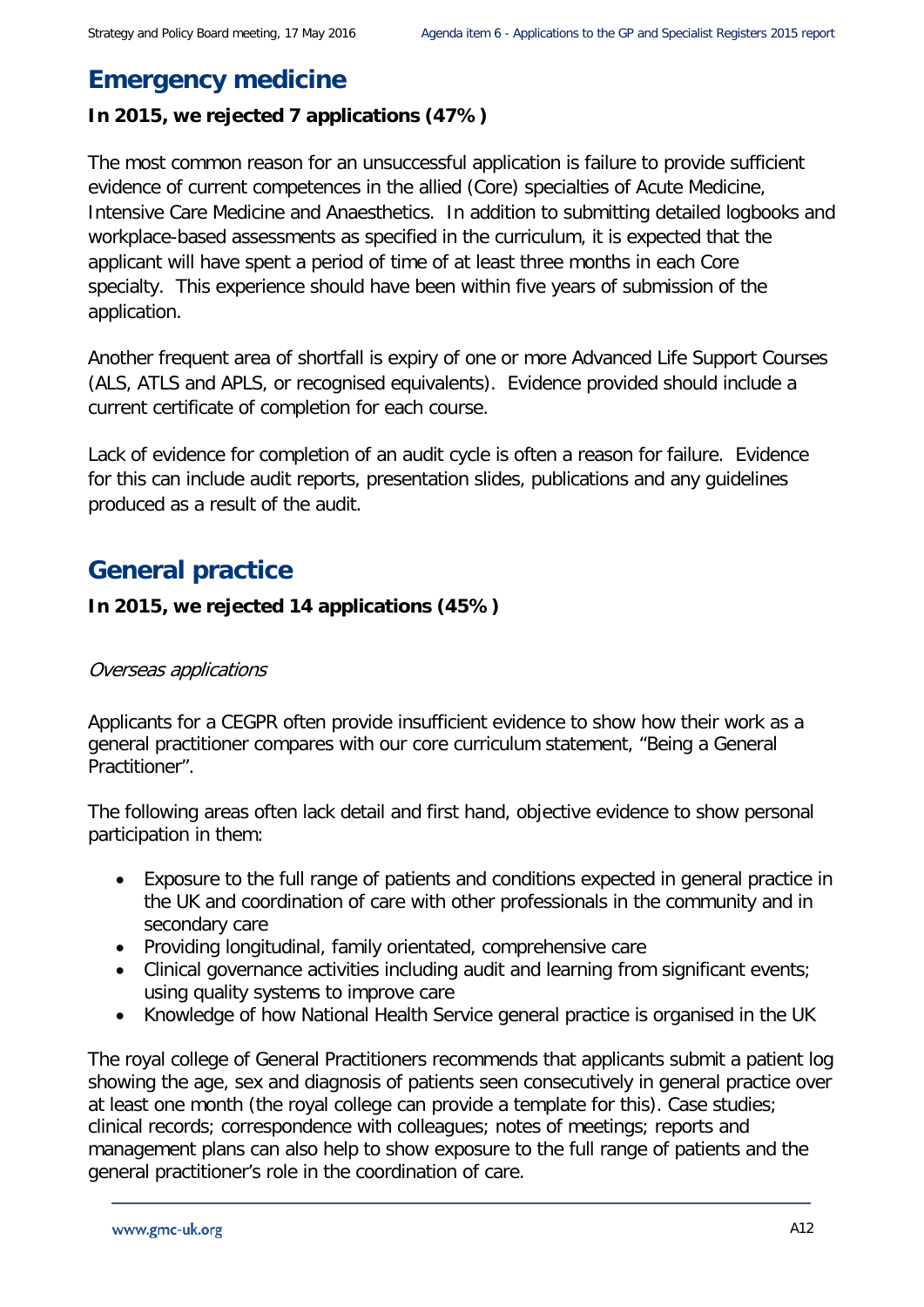## Emergency medicine

**In 2015, we rejected 7 applications (47%)**

The most common reason for an unsuccessful application is failure to provide sufficient evidence of current competences in the allied (Core) specialties of Acute Medicine, Intensive Care Medicine and Anaesthetics. In addition to submitting detailed logbooks and workplace-based assessments as specified in the curriculum, it is expected that the applicant will have spent a period of time of at least three months in each Core specialty. This experience should have been within five years of submission of the application.

Another frequent area of shortfall is expiry of one or more Advanced Life Support Courses (ALS, ATLS and APLS, or recognised equivalents). Evidence provided should include a current certificate of completion for each course.

Lack of evidence for completion of an audit cycle is often a reason for failure. Evidence for this can include audit reports, presentation slides, publications and any guidelines produced as a result of the audit.

## General practice

**In 2015, we rejected 14 applications (45%)**

*Overseas applications*

Applicants for a CEGPR often provide insufficient evidence to show how their work as a general practitioner compares with our core curriculum statement, "Being a General Practitioner".

The following areas often lack detail and first hand, objective evidence to show personal participation in them:

- Exposure to the full range of patients and conditions expected in general practice in the UK and coordination of care with other professionals in the community and in secondary care
- Providing longitudinal, family orientated, comprehensive care
- Clinical governance activities including audit and learning from significant events; using quality systems to improve care
- Knowledge of how National Health Service general practice is organised in the UK

The royal college of General Practitioners recommends that applicants submit a patient log showing the age, sex and diagnosis of patients seen consecutively in general practice over at least one month (the royal college can provide a template for this). Case studies; clinical records; correspondence with colleagues; notes of meetings; reports and management plans can also help to show exposure to the full range of patients and the general practitioner's role in the coordination of care.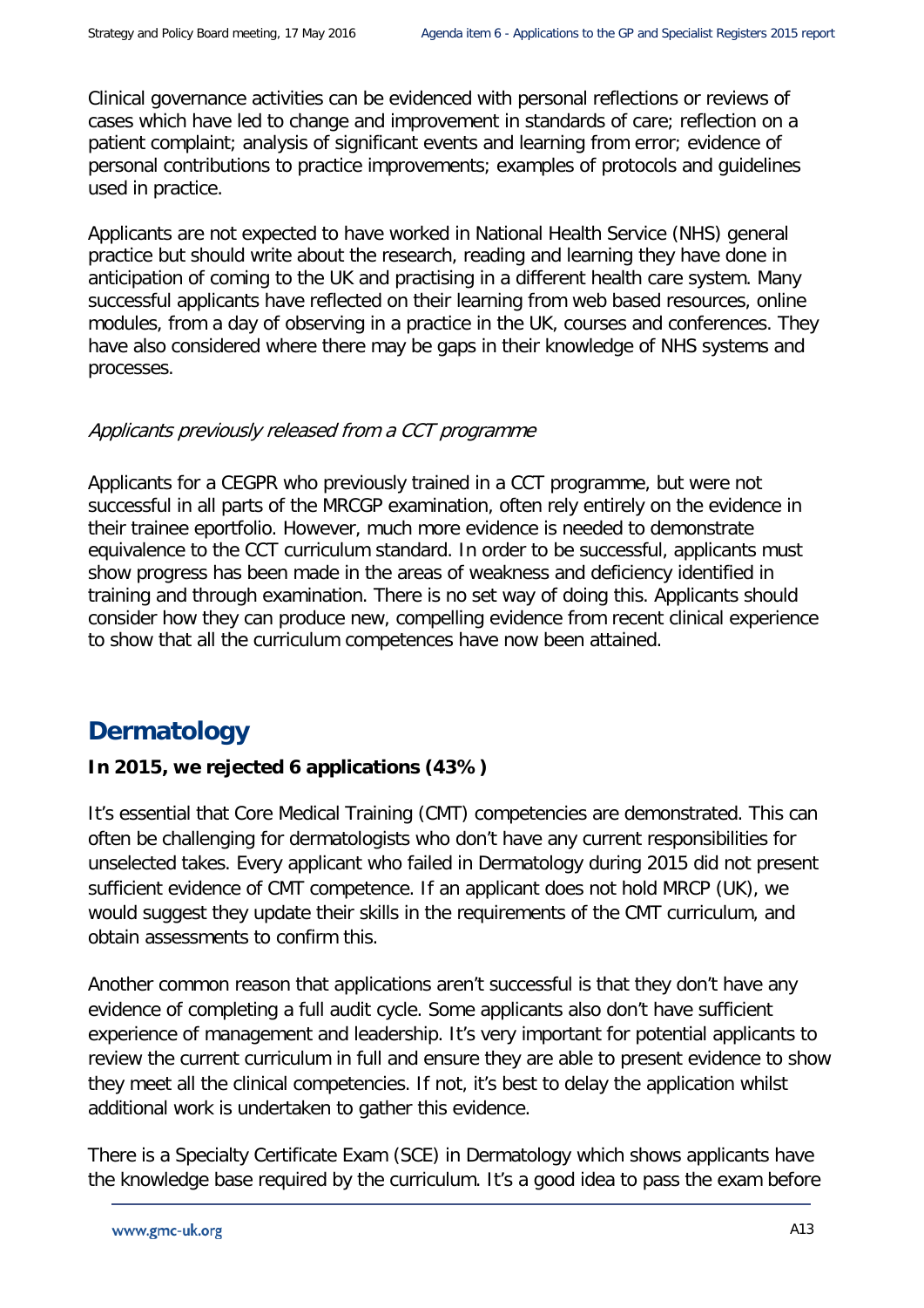Clinical governance activities can be evidenced with personal reflections or reviews of cases which have led to change and improvement in standards of care; reflection on a patient complaint; analysis of significant events and learning from error; evidence of personal contributions to practice improvements; examples of protocols and guidelines used in practice.

Applicants are not expected to have worked in National Health Service (NHS) general practice but should write about the research, reading and learning they have done in anticipation of coming to the UK and practising in a different health care system. Many successful applicants have reflected on their learning from web based resources, online modules, from a day of observing in a practice in the UK, courses and conferences. They have also considered where there may be gaps in their knowledge of NHS systems and processes.

*Applicants previously released from a CCT programme*

Applicants for a CEGPR who previously trained in a CCT programme, but were not successful in all parts of the MRCGP examination, often rely entirely on the evidence in their trainee eportfolio. However, much more evidence is needed to demonstrate equivalence to the CCT curriculum standard. In order to be successful, applicants must show progress has been made in the areas of weakness and deficiency identified in training and through examination. There is no set way of doing this. Applicants should consider how they can produce new, compelling evidence from recent clinical experience to show that all the curriculum competences have now been attained.

## Dermatology

**In 2015, we rejected 6 applications (43%)**

It's essential that Core Medical Training (CMT) competencies are demonstrated. This can often be challenging for dermatologists who don't have any current responsibilities for unselected takes. Every applicant who failed in Dermatology during 2015 did not present sufficient evidence of CMT competence. If an applicant does not hold MRCP (UK), we would suggest they update their skills in the requirements of the CMT curriculum, and obtain assessments to confirm this.

Another common reason that applications aren't successful is that they don't have any evidence of completing a full audit cycle. Some applicants also don't have sufficient experience of management and leadership. It's very important for potential applicants to review the current curriculum in full and ensure they are able to present evidence to show they meet all the clinical competencies. If not, it's best to delay the application whilst additional work is undertaken to gather this evidence.

There is a Specialty Certificate Exam (SCE) in Dermatology which shows applicants have the knowledge base required by the curriculum. It's a good idea to pass the exam before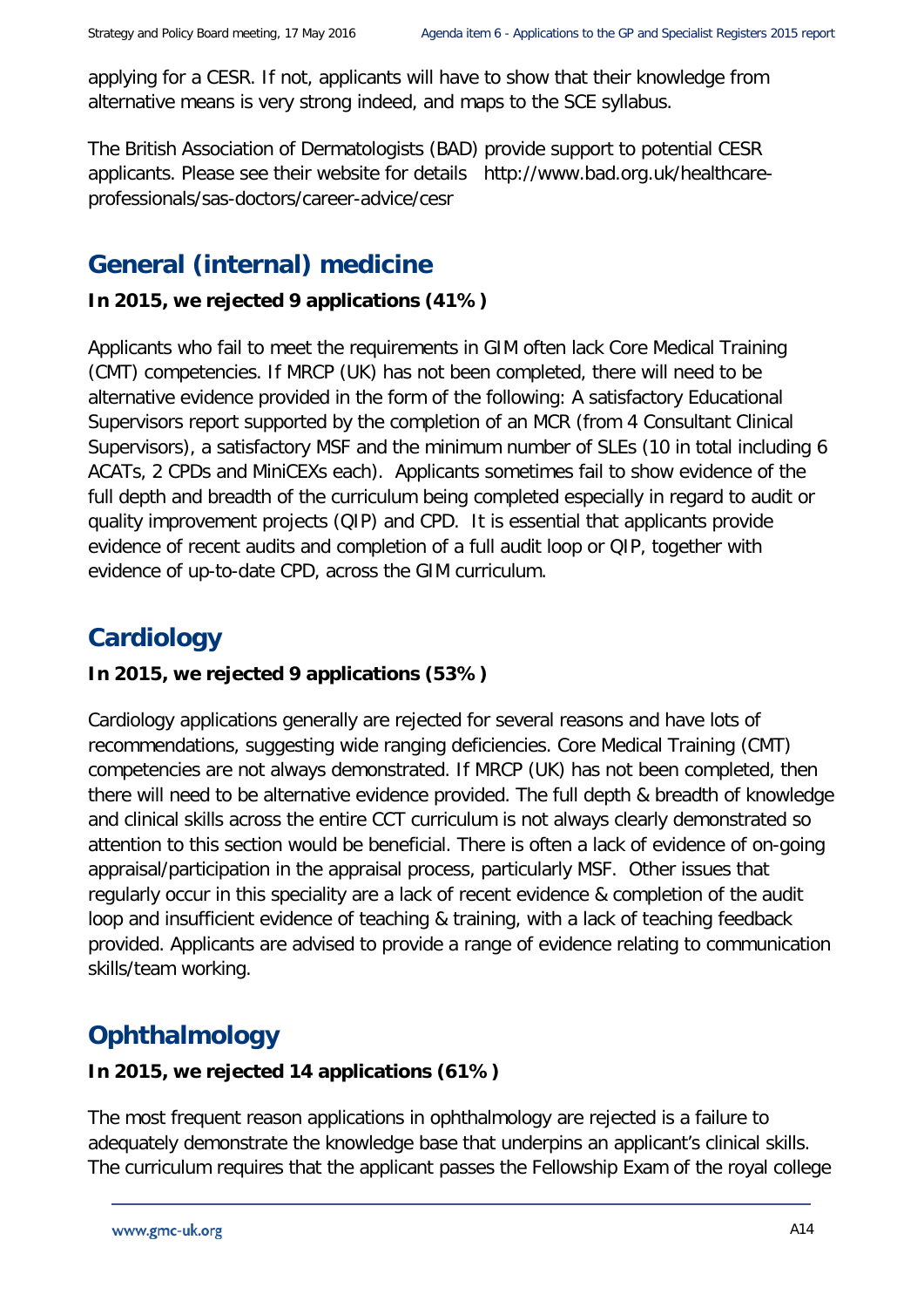applying for a CESR. If not, applicants will have to show that their knowledge from alternative means is very strong indeed, and maps to the SCE syllabus.

The British Association of Dermatologists (BAD) provide support to potential CESR applicants. Please see their website for details http://www.bad.org.uk/healthcare-professionals/sas-doctors/career-advice/cesr

## General (internal) medicine

**In 2015, we rejected 9 applications (41%)**

Applicants who fail to meet the requirements in GIM often lack Core Medical Training (CMT) competencies. If MRCP (UK) has not been completed, there will need to be alternative evidence provided in the form of the following: A satisfactory Educational Supervisors report supported by the completion of an MCR (from 4 Consultant Clinical Supervisors), a satisfactory MSF and the minimum number of SLEs (10 in total including 6 ACATs, 2 CPDs and MiniCEXs each). Applicants sometimes fail to show evidence of the full depth and breadth of the curriculum being completed especially in regard to audit or quality improvement projects (QIP) and CPD. It is essential that applicants provide evidence of recent audits and completion of a full audit loop or QIP, together with evidence of up-to-date CPD, across the GIM curriculum.

## Cardiology

**In 2015, we rejected 9 applications (53%)**

Cardiology applications generally are rejected for several reasons and have lots of recommendations, suggesting wide ranging deficiencies. Core Medical Training (CMT) competencies are not always demonstrated. If MRCP (UK) has not been completed, then there will need to be alternative evidence provided. The full depth & breadth of knowledge and clinical skills across the entire CCT curriculum is not always clearly demonstrated so attention to this section would be beneficial. There is often a lack of evidence of on-going appraisal/participation in the appraisal process, particularly MSF. Other issues that regularly occur in this speciality are a lack of recent evidence & completion of the audit loop and insufficient evidence of teaching & training, with a lack of teaching feedback provided. Applicants are advised to provide a range of evidence relating to communication skills/team working.

## Ophthalmology

**In 2015, we rejected 14 applications (61%)**

The most frequent reason applications in ophthalmology are rejected is a failure to adequately demonstrate the knowledge base that underpins an applicant's clinical skills. The curriculum requires that the applicant passes the Fellowship Exam of the royal college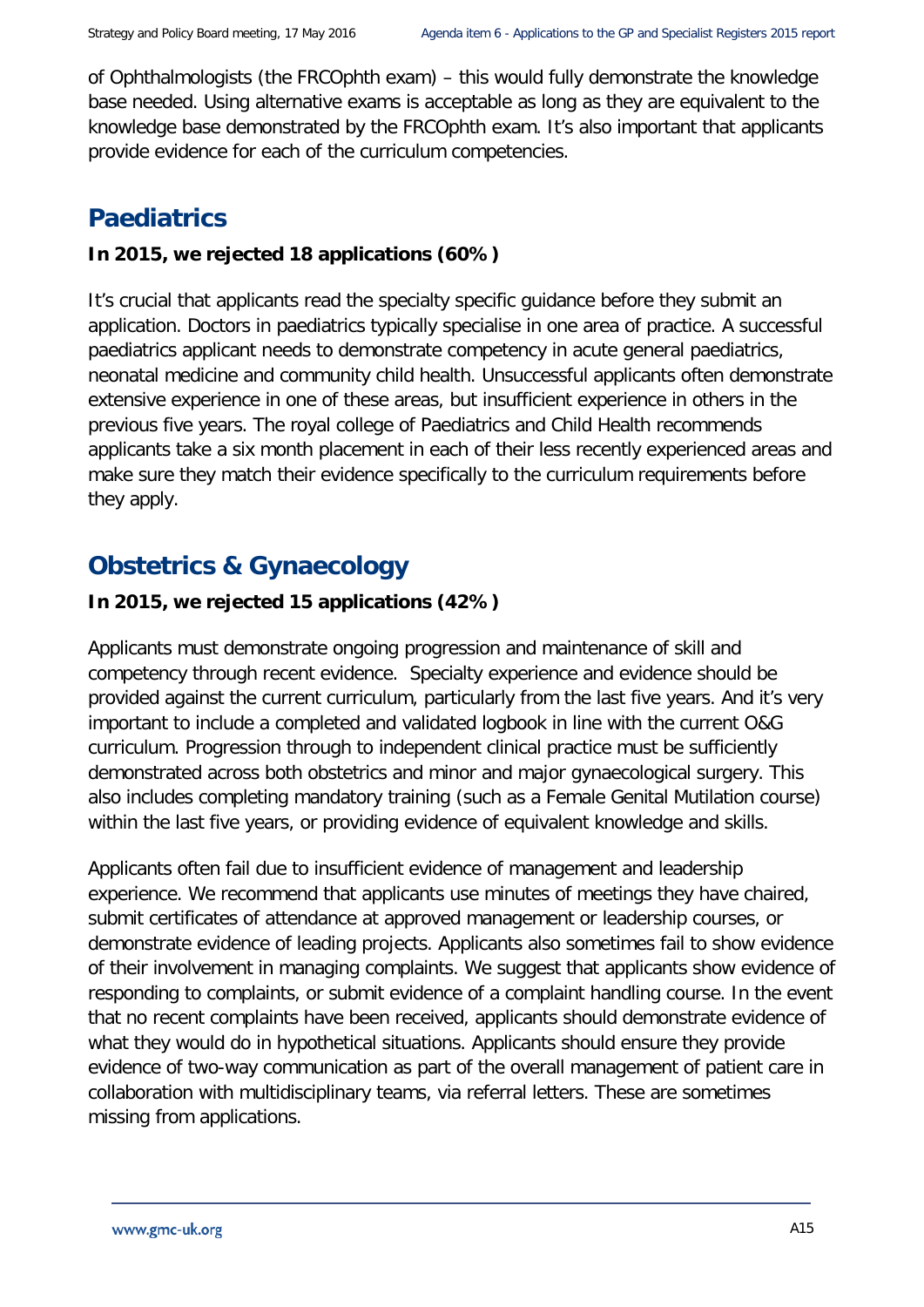of Ophthalmologists (the FRCOphth exam) – this would fully demonstrate the knowledge base needed. Using alternative exams is acceptable as long as they are equivalent to the knowledge base demonstrated by the FRCOphth exam. It's also important that applicants provide evidence for each of the curriculum competencies.

## Paediatrics

**In 2015, we rejected 18 applications (60%)**

It's crucial that applicants read the specialty specific guidance before they submit an application. Doctors in paediatrics typically specialise in one area of practice. A successful paediatrics applicant needs to demonstrate competency in acute general paediatrics, neonatal medicine and community child health. Unsuccessful applicants often demonstrate extensive experience in one of these areas, but insufficient experience in others in the previous five years. The royal college of Paediatrics and Child Health recommends applicants take a six month placement in each of their less recently experienced areas and make sure they match their evidence specifically to the curriculum requirements before they apply.

## Obstetrics & Gynaecology

**In 2015, we rejected 15 applications (42%)**

Applicants must demonstrate ongoing progression and maintenance of skill and competency through recent evidence. Specialty experience and evidence should be provided against the current curriculum, particularly from the last five years. And it's very important to include a completed and validated logbook in line with the current O&G curriculum. Progression through to independent clinical practice must be sufficiently demonstrated across both obstetrics and minor and major gynaecological surgery. This also includes completing mandatory training (such as a Female Genital Mutilation course) within the last five years, or providing evidence of equivalent knowledge and skills.

Applicants often fail due to insufficient evidence of management and leadership experience. We recommend that applicants use minutes of meetings they have chaired, submit certificates of attendance at approved management or leadership courses, or demonstrate evidence of leading projects. Applicants also sometimes fail to show evidence of their involvement in managing complaints. We suggest that applicants show evidence of responding to complaints, or submit evidence of a complaint handling course. In the event that no recent complaints have been received, applicants should demonstrate evidence of what they would do in hypothetical situations. Applicants should ensure they provide evidence of two-way communication as part of the overall management of patient care in collaboration with multidisciplinary teams, via referral letters. These are sometimes missing from applications.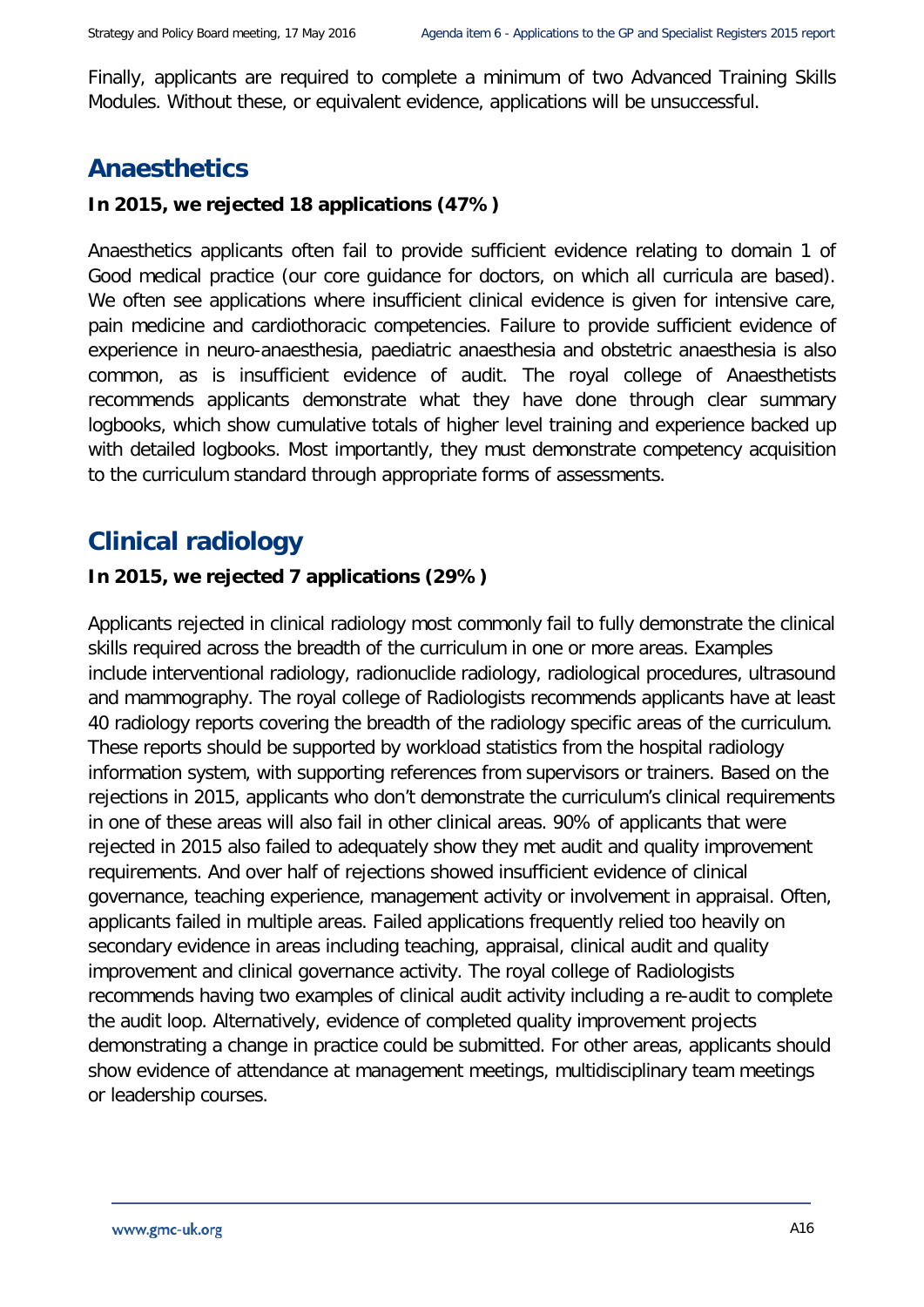Finally, applicants are required to complete a minimum of two Advanced Training Skills Modules. Without these, or equivalent evidence, applications will be unsuccessful.

## Anaesthetics

**In 2015, we rejected 18 applications (47%)**

Anaesthetics applicants often fail to provide sufficient evidence relating to domain 1 of Good medical practice (our core guidance for doctors, on which all curricula are based). We often see applications where insufficient clinical evidence is given for intensive care, pain medicine and cardiothoracic competencies. Failure to provide sufficient evidence of experience in neuro-anaesthesia, paediatric anaesthesia and obstetric anaesthesia is also common, as is insufficient evidence of audit. The royal college of Anaesthetists recommends applicants demonstrate what they have done through clear summary logbooks, which show cumulative totals of higher level training and experience backed up with detailed logbooks. Most importantly, they must demonstrate competency acquisition to the curriculum standard through appropriate forms of assessments.

## Clinical radiology

**In 2015, we rejected 7 applications (29%)**

Applicants rejected in clinical radiology most commonly fail to fully demonstrate the clinical skills required across the breadth of the curriculum in one or more areas. Examples include interventional radiology, radionuclide radiology, radiological procedures, ultrasound and mammography. The royal college of Radiologists recommends applicants have at least 40 radiology reports covering the breadth of the radiology specific areas of the curriculum. These reports should be supported by workload statistics from the hospital radiology information system, with supporting references from supervisors or trainers. Based on the rejections in 2015, applicants who don't demonstrate the curriculum's clinical requirements in one of these areas will also fail in other clinical areas. 90% of applicants that were rejected in 2015 also failed to adequately show they met audit and quality improvement requirements. And over half of rejections showed insufficient evidence of clinical governance, teaching experience, management activity or involvement in appraisal. Often, applicants failed in multiple areas. Failed applications frequently relied too heavily on secondary evidence in areas including teaching, appraisal, clinical audit and quality improvement and clinical governance activity. The royal college of Radiologists recommends having two examples of clinical audit activity including a re-audit to complete the audit loop. Alternatively, evidence of completed quality improvement projects demonstrating a change in practice could be submitted. For other areas, applicants should show evidence of attendance at management meetings, multidisciplinary team meetings or leadership courses.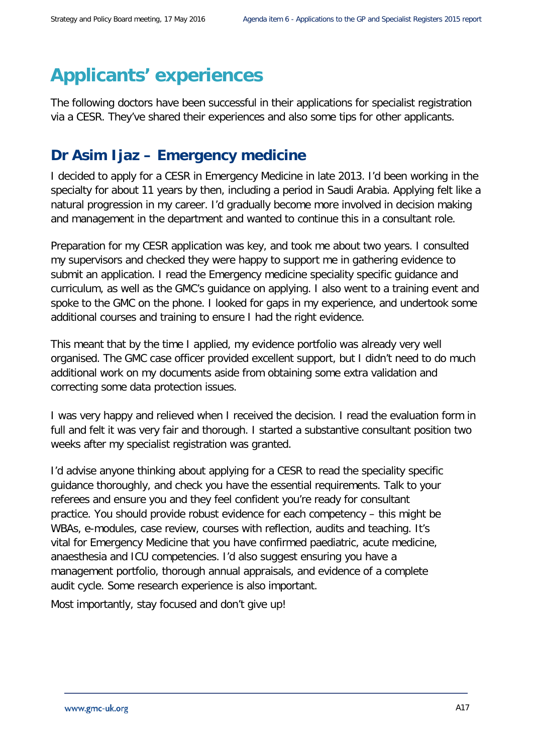# Applicants' experiences

The following doctors have been successful in their applications for specialist registration via a CESR. They've shared their experiences and also some tips for other applicants.

## Dr Asim Ijaz – Emergency medicine

I decided to apply for a CESR in Emergency Medicine in late 2013. I'd been working in the specialty for about 11 years by then, including a period in Saudi Arabia. Applying felt like a natural progression in my career. I'd gradually become more involved in decision making and management in the department and wanted to continue this in a consultant role.

Preparation for my CESR application was key, and took me about two years. I consulted my supervisors and checked they were happy to support me in gathering evidence to submit an application. I read the Emergency medicine speciality specific guidance and curriculum, as well as the GMC's guidance on applying. I also went to a training event and spoke to the GMC on the phone. I looked for gaps in my experience, and undertook some additional courses and training to ensure I had the right evidence.

This meant that by the time I applied, my evidence portfolio was already very well organised. The GMC case officer provided excellent support, but I didn't need to do much additional work on my documents aside from obtaining some extra validation and correcting some data protection issues.

I was very happy and relieved when I received the decision. I read the evaluation form in full and felt it was very fair and thorough. I started a substantive consultant position two weeks after my specialist registration was granted.

I'd advise anyone thinking about applying for a CESR to read the speciality specific guidance thoroughly, and check you have the essential requirements. Talk to your referees and ensure you and they feel confident you're ready for consultant practice. You should provide robust evidence for each competency – this might be WBAs, e-modules, case review, courses with reflection, audits and teaching. It's vital for Emergency Medicine that you have confirmed paediatric, acute medicine, anaesthesia and ICU competencies. I'd also suggest ensuring you have a management portfolio, thorough annual appraisals, and evidence of a complete audit cycle. Some research experience is also important.

Most importantly, stay focused and don't give up!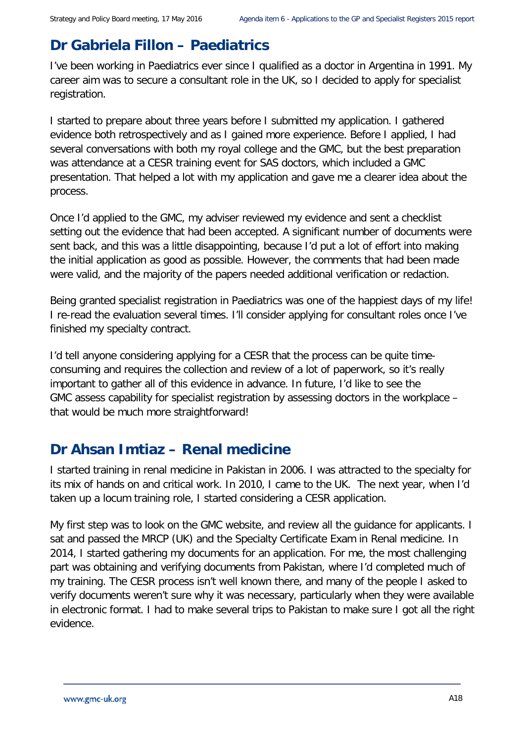## Dr Gabriela Fillon – Paediatrics

I've been working in Paediatrics ever since I qualified as a doctor in Argentina in 1991. My career aim was to secure a consultant role in the UK, so I decided to apply for specialist registration.

I started to prepare about three years before I submitted my application. I gathered evidence both retrospectively and as I gained more experience. Before I applied, I had several conversations with both my royal college and the GMC, but the best preparation was attendance at a CESR training event for SAS doctors, which included a GMC presentation. That helped a lot with my application and gave me a clearer idea about the process.

Once I'd applied to the GMC, my adviser reviewed my evidence and sent a checklist setting out the evidence that had been accepted. A significant number of documents were sent back, and this was a little disappointing, because I'd put a lot of effort into making the initial application as good as possible. However, the comments that had been made were valid, and the majority of the papers needed additional verification or redaction.

Being granted specialist registration in Paediatrics was one of the happiest days of my life! I re-read the evaluation several times. I'll consider applying for consultant roles once I've finished my specialty contract.

I'd tell anyone considering applying for a CESR that the process can be quite time-consuming and requires the collection and review of a lot of paperwork, so it's really important to gather all of this evidence in advance. In future, I'd like to see the GMC assess capability for specialist registration by assessing doctors in the workplace – that would be much more straightforward!

## Dr Ahsan Imtiaz – Renal medicine

I started training in renal medicine in Pakistan in 2006. I was attracted to the specialty for its mix of hands on and critical work. In 2010, I came to the UK. The next year, when I'd taken up a locum training role, I started considering a CESR application.

My first step was to look on the GMC website, and review all the guidance for applicants. I sat and passed the MRCP (UK) and the Specialty Certificate Exam in Renal medicine. In 2014, I started gathering my documents for an application. For me, the most challenging part was obtaining and verifying documents from Pakistan, where I'd completed much of my training. The CESR process isn't well known there, and many of the people I asked to verify documents weren't sure why it was necessary, particularly when they were available in electronic format. I had to make several trips to Pakistan to make sure I got all the right evidence.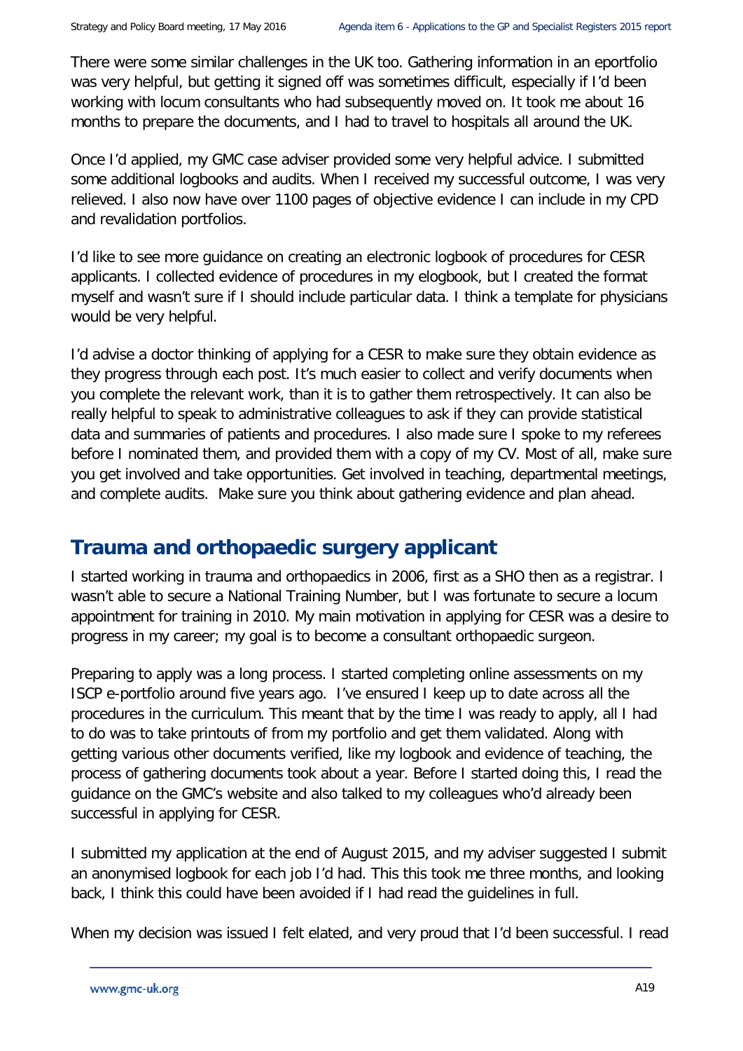There were some similar challenges in the UK too. Gathering information in an eportfolio was very helpful, but getting it signed off was sometimes difficult, especially if I'd been working with locum consultants who had subsequently moved on. It took me about 16 months to prepare the documents, and I had to travel to hospitals all around the UK.

Once I'd applied, my GMC case adviser provided some very helpful advice. I submitted some additional logbooks and audits. When I received my successful outcome, I was very relieved. I also now have over 1100 pages of objective evidence I can include in my CPD and revalidation portfolios.

I'd like to see more guidance on creating an electronic logbook of procedures for CESR applicants. I collected evidence of procedures in my elogbook, but I created the format myself and wasn't sure if I should include particular data. I think a template for physicians would be very helpful.

I'd advise a doctor thinking of applying for a CESR to make sure they obtain evidence as they progress through each post. It's much easier to collect and verify documents when you complete the relevant work, than it is to gather them retrospectively. It can also be really helpful to speak to administrative colleagues to ask if they can provide statistical data and summaries of patients and procedures. I also made sure I spoke to my referees before I nominated them, and provided them with a copy of my CV. Most of all, make sure you get involved and take opportunities. Get involved in teaching, departmental meetings, and complete audits. Make sure you think about gathering evidence and plan ahead.

## Trauma and orthopaedic surgery applicant

I started working in trauma and orthopaedics in 2006, first as a SHO then as a registrar. I wasn't able to secure a National Training Number, but I was fortunate to secure a locum appointment for training in 2010. My main motivation in applying for CESR was a desire to progress in my career; my goal is to become a consultant orthopaedic surgeon.

Preparing to apply was a long process. I started completing online assessments on my ISCP e-portfolio around five years ago. I've ensured I keep up to date across all the procedures in the curriculum. This meant that by the time I was ready to apply, all I had to do was to take printouts of from my portfolio and get them validated. Along with getting various other documents verified, like my logbook and evidence of teaching, the process of gathering documents took about a year. Before I started doing this, I read the guidance on the GMC's website and also talked to my colleagues who'd already been successful in applying for CESR.

I submitted my application at the end of August 2015, and my adviser suggested I submit an anonymised logbook for each job I'd had. This this took me three months, and looking back, I think this could have been avoided if I had read the guidelines in full.

When my decision was issued I felt elated, and very proud that I'd been successful. I read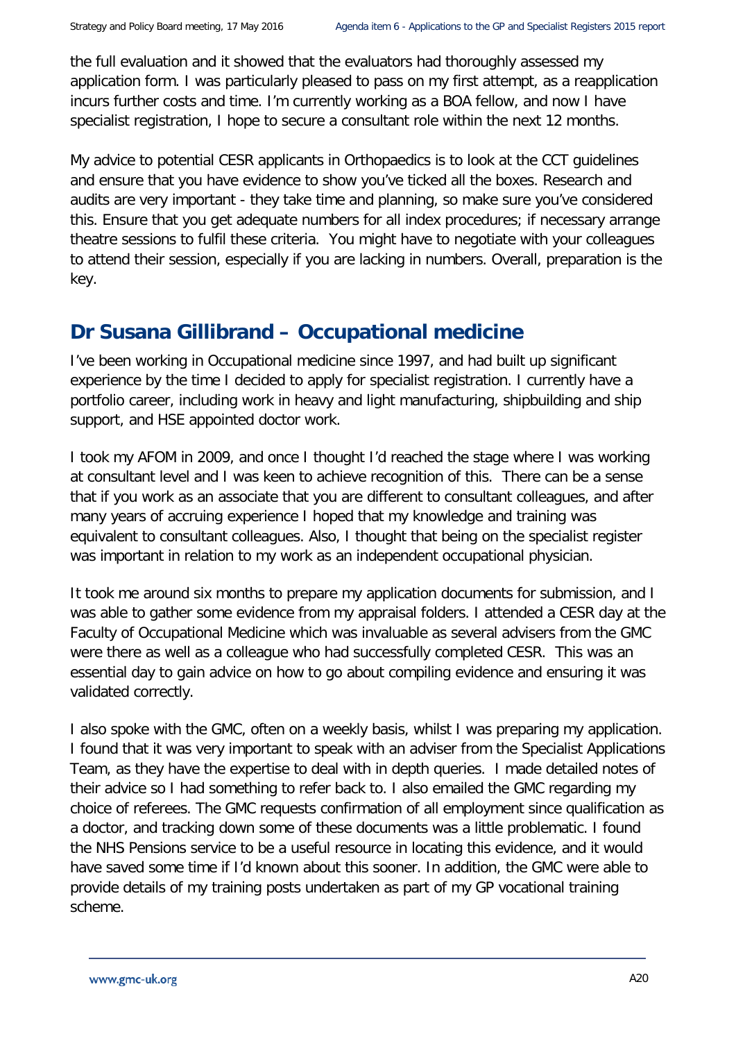the full evaluation and it showed that the evaluators had thoroughly assessed my application form. I was particularly pleased to pass on my first attempt, as a reapplication incurs further costs and time. I'm currently working as a BOA fellow, and now I have specialist registration, I hope to secure a consultant role within the next 12 months.

My advice to potential CESR applicants in Orthopaedics is to look at the CCT guidelines and ensure that you have evidence to show you've ticked all the boxes. Research and audits are very important - they take time and planning, so make sure you've considered this. Ensure that you get adequate numbers for all index procedures; if necessary arrange theatre sessions to fulfil these criteria. You might have to negotiate with your colleagues to attend their session, especially if you are lacking in numbers. Overall, preparation is the key.

## Dr Susana Gillibrand – Occupational medicine

I've been working in Occupational medicine since 1997, and had built up significant experience by the time I decided to apply for specialist registration. I currently have a portfolio career, including work in heavy and light manufacturing, shipbuilding and ship support, and HSE appointed doctor work.

I took my AFOM in 2009, and once I thought I'd reached the stage where I was working at consultant level and I was keen to achieve recognition of this. There can be a sense that if you work as an associate that you are different to consultant colleagues, and after many years of accruing experience I hoped that my knowledge and training was equivalent to consultant colleagues. Also, I thought that being on the specialist register was important in relation to my work as an independent occupational physician.

It took me around six months to prepare my application documents for submission, and I was able to gather some evidence from my appraisal folders. I attended a CESR day at the Faculty of Occupational Medicine which was invaluable as several advisers from the GMC were there as well as a colleague who had successfully completed CESR. This was an essential day to gain advice on how to go about compiling evidence and ensuring it was validated correctly.

I also spoke with the GMC, often on a weekly basis, whilst I was preparing my application. I found that it was very important to speak with an adviser from the Specialist Applications Team, as they have the expertise to deal with in depth queries. I made detailed notes of their advice so I had something to refer back to. I also emailed the GMC regarding my choice of referees. The GMC requests confirmation of all employment since qualification as a doctor, and tracking down some of these documents was a little problematic. I found the NHS Pensions service to be a useful resource in locating this evidence, and it would have saved some time if I'd known about this sooner. In addition, the GMC were able to provide details of my training posts undertaken as part of my GP vocational training scheme.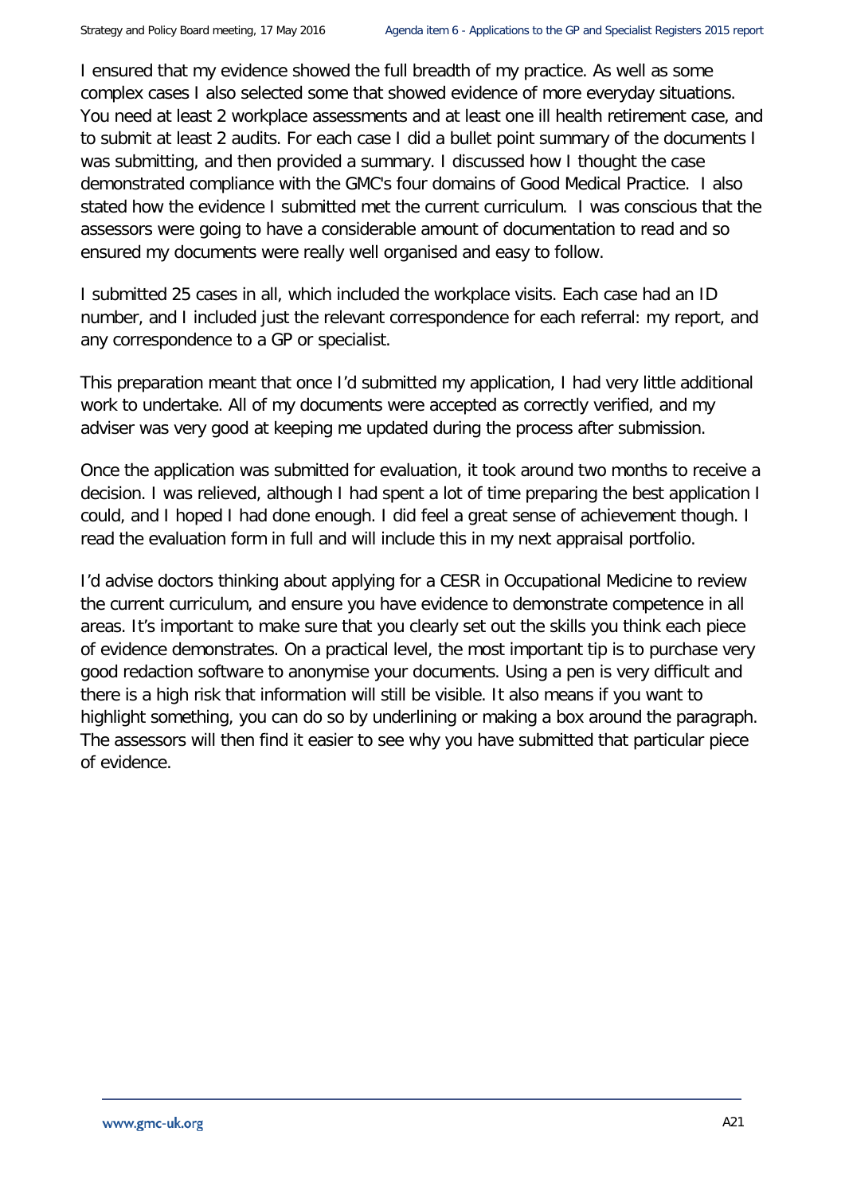I ensured that my evidence showed the full breadth of my practice. As well as some complex cases I also selected some that showed evidence of more everyday situations. You need at least 2 workplace assessments and at least one ill health retirement case, and to submit at least 2 audits. For each case I did a bullet point summary of the documents I was submitting, and then provided a summary. I discussed how I thought the case demonstrated compliance with the GMC's four domains of Good Medical Practice. I also stated how the evidence I submitted met the current curriculum. I was conscious that the assessors were going to have a considerable amount of documentation to read and so ensured my documents were really well organised and easy to follow.

I submitted 25 cases in all, which included the workplace visits. Each case had an ID number, and I included just the relevant correspondence for each referral: my report, and any correspondence to a GP or specialist.

This preparation meant that once I'd submitted my application, I had very little additional work to undertake. All of my documents were accepted as correctly verified, and my adviser was very good at keeping me updated during the process after submission.

Once the application was submitted for evaluation, it took around two months to receive a decision. I was relieved, although I had spent a lot of time preparing the best application I could, and I hoped I had done enough. I did feel a great sense of achievement though. I read the evaluation form in full and will include this in my next appraisal portfolio.

I'd advise doctors thinking about applying for a CESR in Occupational Medicine to review the current curriculum, and ensure you have evidence to demonstrate competence in all areas. It's important to make sure that you clearly set out the skills you think each piece of evidence demonstrates. On a practical level, the most important tip is to purchase very good redaction software to anonymise your documents. Using a pen is very difficult and there is a high risk that information will still be visible. It also means if you want to highlight something, you can do so by underlining or making a box around the paragraph. The assessors will then find it easier to see why you have submitted that particular piece of evidence.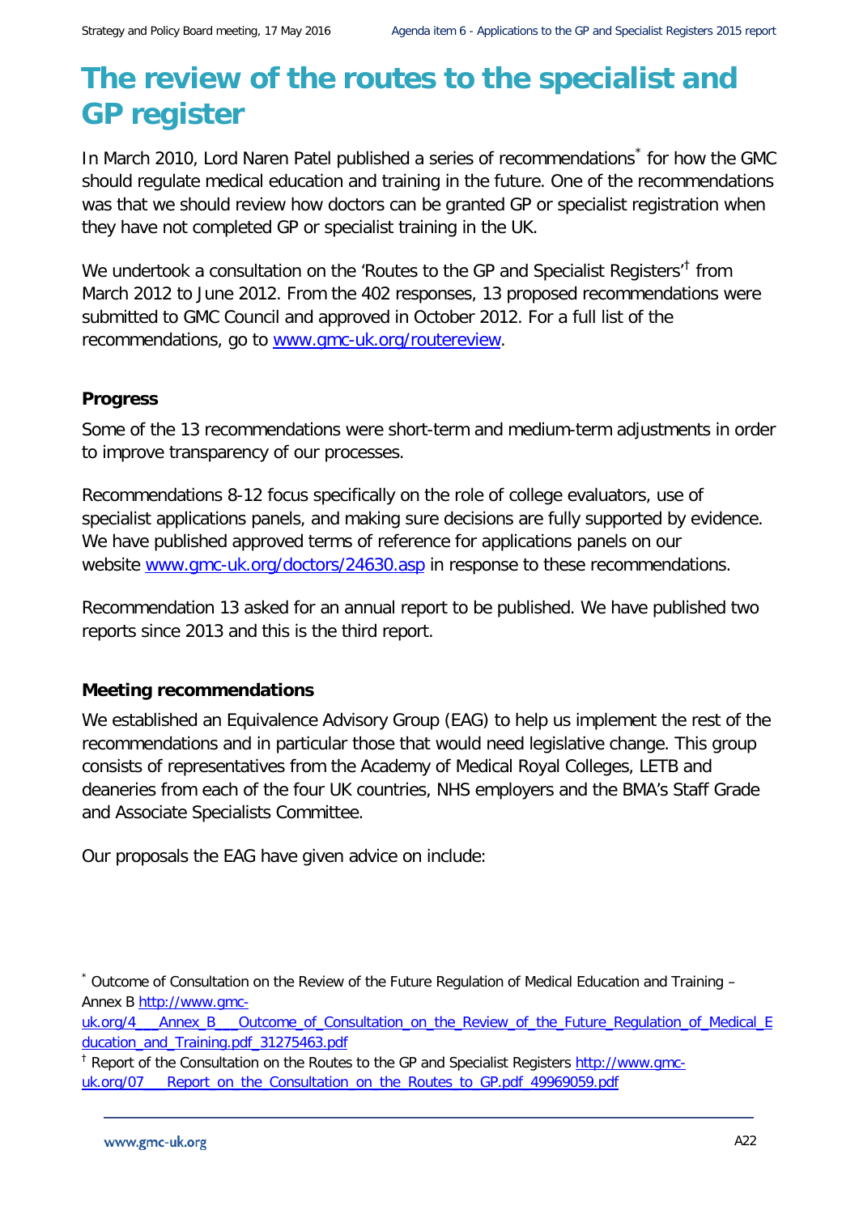# The review of the routes to the specialist and GP register

In March 2010, Lord Naren Patel published a series of recommendations[*] for how the GMC should regulate medical education and training in the future. One of the recommendations was that we should review how doctors can be granted GP or specialist registration when they have not completed GP or specialist training in the UK.

We undertook a consultation on the 'Routes to the GP and Specialist Registers'[†] from March 2012 to June 2012. From the 402 responses, 13 proposed recommendations were submitted to GMC Council and approved in October 2012. For a full list of the recommendations, go to www.gmc-uk.org/routereview.

### Progress

Some of the 13 recommendations were short-term and medium-term adjustments in order to improve transparency of our processes.

Recommendations 8-12 focus specifically on the role of college evaluators, use of specialist applications panels, and making sure decisions are fully supported by evidence. We have published approved terms of reference for applications panels on our website www.gmc-uk.org/doctors/24630.asp in response to these recommendations.

Recommendation 13 asked for an annual report to be published. We have published two reports since 2013 and this is the third report.

### Meeting recommendations

We established an Equivalence Advisory Group (EAG) to help us implement the rest of the recommendations and in particular those that would need legislative change. This group consists of representatives from the Academy of Medical Royal Colleges, LETB and deaneries from each of the four UK countries, NHS employers and the BMA's Staff Grade and Associate Specialists Committee.

Our proposals the EAG have given advice on include:

---

[*] Outcome of Consultation on the Review of the Future Regulation of Medical Education and Training – Annex B http://www.gmc-uk.org/4___Annex_B___Outcome_of_Consultation_on_the_Review_of_the_Future_Regulation_of_Medical_Education_and_Training.pdf_31275463.pdf

[†] Report of the Consultation on the Routes to the GP and Specialist Registers http://www.gmc-uk.org/07___Report_on_the_Consultation_on_the_Routes_to_GP.pdf_49969059.pdf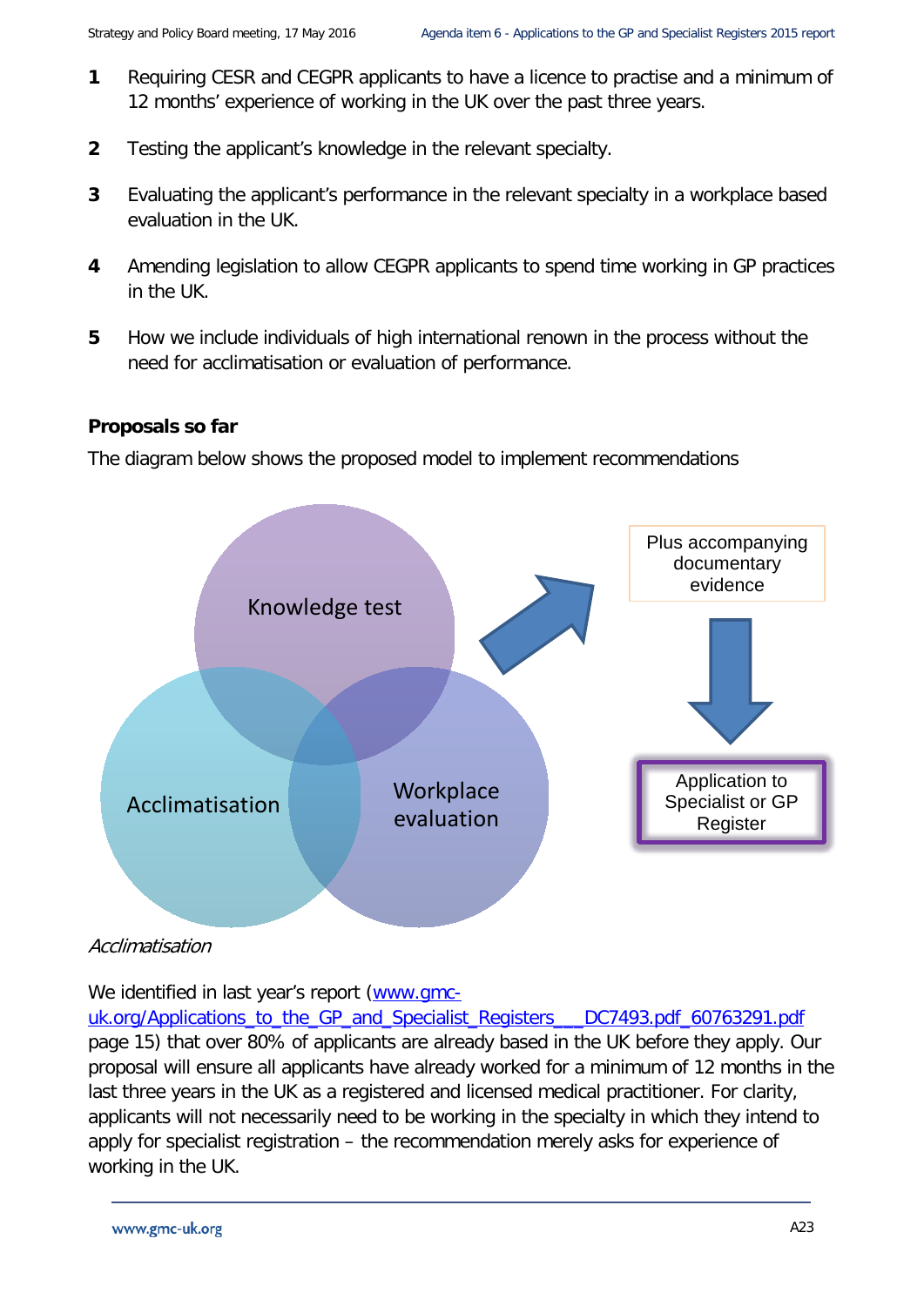1. Requiring CESR and CEGPR applicants to have a licence to practise and a minimum of 12 months' experience of working in the UK over the past three years.

2. Testing the applicant's knowledge in the relevant specialty.

3. Evaluating the applicant's performance in the relevant specialty in a workplace based evaluation in the UK.

4. Amending legislation to allow CEGPR applicants to spend time working in GP practices in the UK.

5. How we include individuals of high international renown in the process without the need for acclimatisation or evaluation of performance.

**Proposals so far**

The diagram below shows the proposed model to implement recommendations

Knowledge test

Acclimatisation

Workplace evaluation

Plus accompanying documentary evidence

Application to Specialist or GP Register

*Acclimatisation*

We identified in last year's report ([www.gmc-uk.org/Applications_to_the_GP_and_Specialist_Registers___DC7493.pdf_60763291.pdf](www.gmc-uk.org/Applications_to_the_GP_and_Specialist_Registers___DC7493.pdf_60763291.pdf) page 15) that over 80% of applicants are already based in the UK before they apply. Our proposal will ensure all applicants have already worked for a minimum of 12 months in the last three years in the UK as a registered and licensed medical practitioner. For clarity, applicants will not necessarily need to be working in the specialty in which they intend to apply for specialist registration – the recommendation merely asks for experience of working in the UK.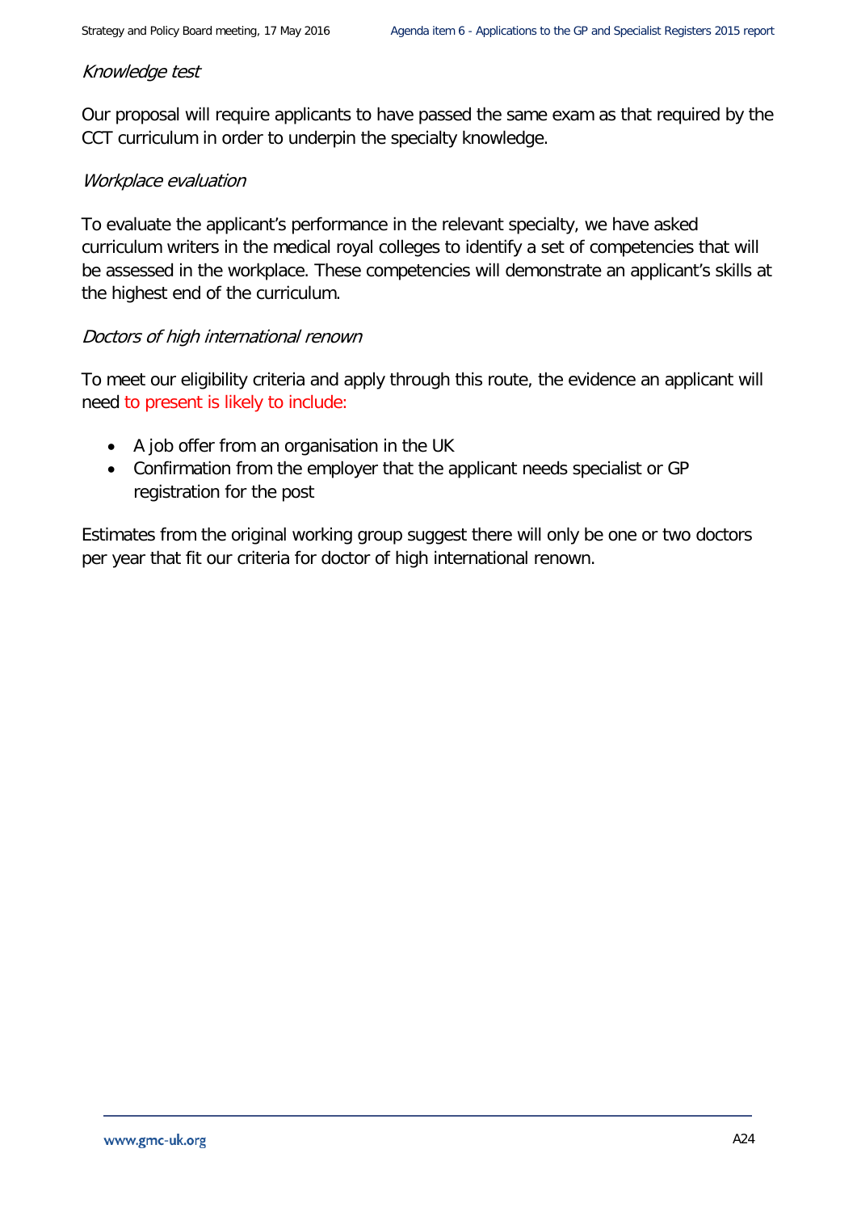*Knowledge test*

Our proposal will require applicants to have passed the same exam as that required by the CCT curriculum in order to underpin the specialty knowledge.

*Workplace evaluation*

To evaluate the applicant's performance in the relevant specialty, we have asked curriculum writers in the medical royal colleges to identify a set of competencies that will be assessed in the workplace. These competencies will demonstrate an applicant's skills at the highest end of the curriculum.

*Doctors of high international renown*

To meet our eligibility criteria and apply through this route, the evidence an applicant will need to present is likely to include:

- A job offer from an organisation in the UK
- Confirmation from the employer that the applicant needs specialist or GP registration for the post

Estimates from the original working group suggest there will only be one or two doctors per year that fit our criteria for doctor of high international renown.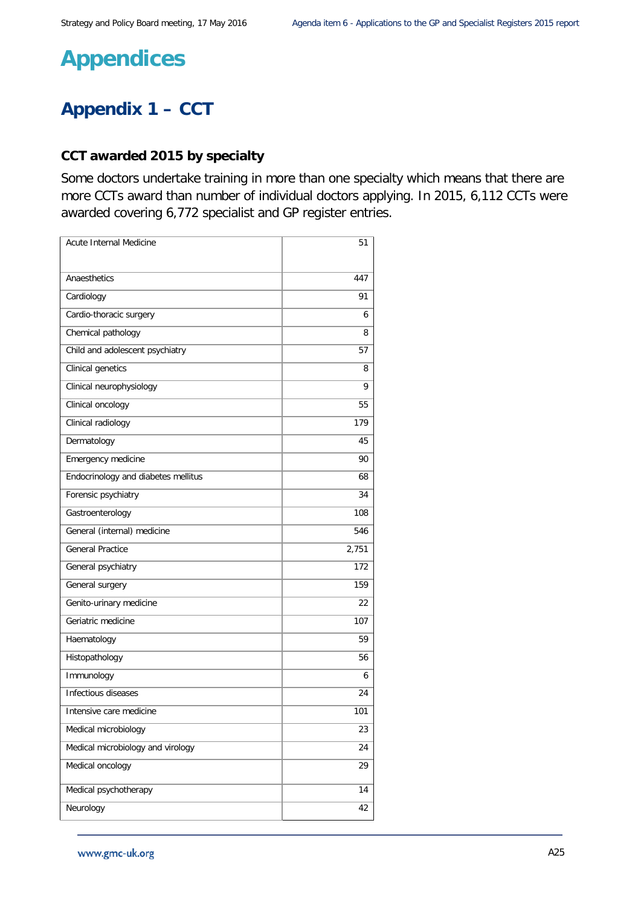# Appendices

## Appendix 1 – CCT

### CCT awarded 2015 by specialty

Some doctors undertake training in more than one specialty which means that there are more CCTs award than number of individual doctors applying. In 2015, 6,112 CCTs were awarded covering 6,772 specialist and GP register entries.

| | |
|---|---|
| Acute Internal Medicine | 51 |
| Anaesthetics | 447 |
| Cardiology | 91 |
| Cardio-thoracic surgery | 6 |
| Chemical pathology | 8 |
| Child and adolescent psychiatry | 57 |
| Clinical genetics | 8 |
| Clinical neurophysiology | 9 |
| Clinical oncology | 55 |
| Clinical radiology | 179 |
| Dermatology | 45 |
| Emergency medicine | 90 |
| Endocrinology and diabetes mellitus | 68 |
| Forensic psychiatry | 34 |
| Gastroenterology | 108 |
| General (internal) medicine | 546 |
| General Practice | 2,751 |
| General psychiatry | 172 |
| General surgery | 159 |
| Genito-urinary medicine | 22 |
| Geriatric medicine | 107 |
| Haematology | 59 |
| Histopathology | 56 |
| Immunology | 6 |
| Infectious diseases | 24 |
| Intensive care medicine | 101 |
| Medical microbiology | 23 |
| Medical microbiology and virology | 24 |
| Medical oncology | 29 |
| Medical psychotherapy | 14 |
| Neurology | 42 |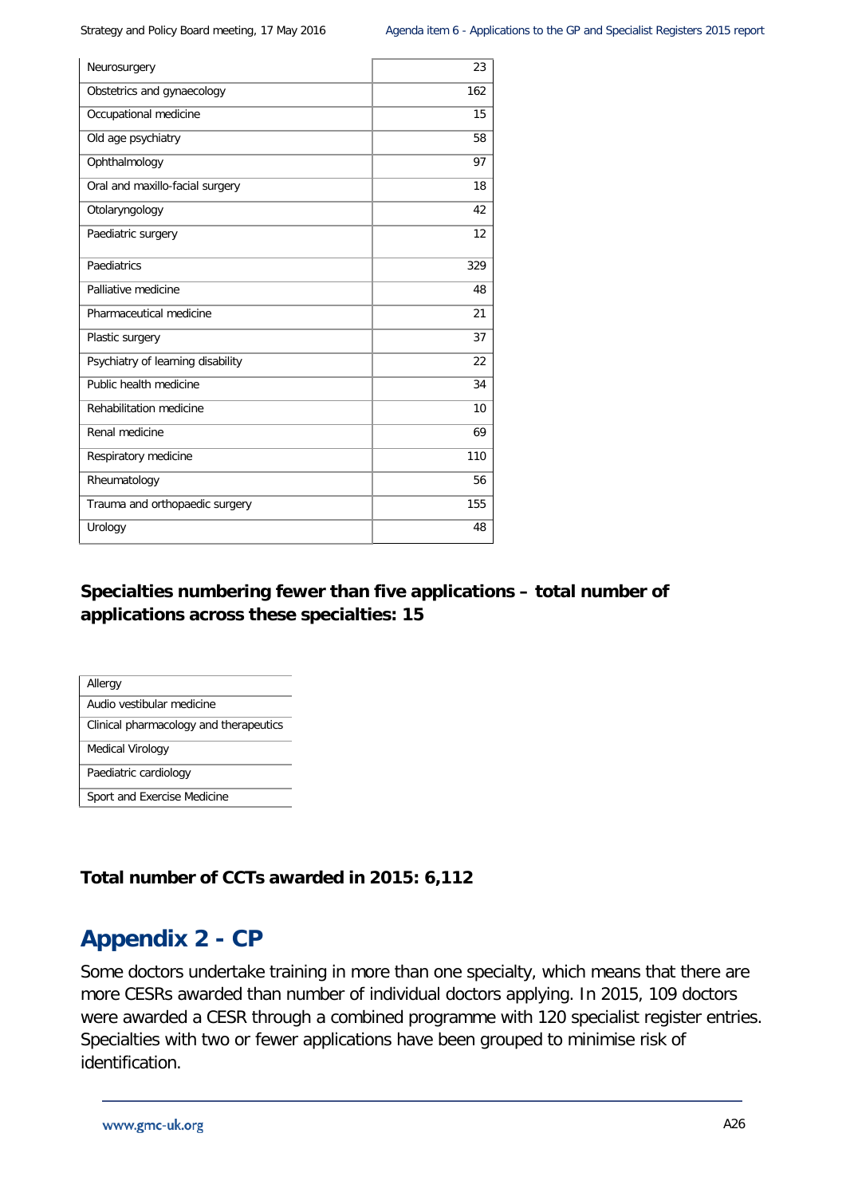| | |
|---|---|
| Neurosurgery | 23 |
| Obstetrics and gynaecology | 162 |
| Occupational medicine | 15 |
| Old age psychiatry | 58 |
| Ophthalmology | 97 |
| Oral and maxillo-facial surgery | 18 |
| Otolaryngology | 42 |
| Paediatric surgery | 12 |
| Paediatrics | 329 |
| Palliative medicine | 48 |
| Pharmaceutical medicine | 21 |
| Plastic surgery | 37 |
| Psychiatry of learning disability | 22 |
| Public health medicine | 34 |
| Rehabilitation medicine | 10 |
| Renal medicine | 69 |
| Respiratory medicine | 110 |
| Rheumatology | 56 |
| Trauma and orthopaedic surgery | 155 |
| Urology | 48 |

**Specialties numbering fewer than five applications – total number of applications across these specialties: 15**

| |
|---|
| Allergy |
| Audio vestibular medicine |
| Clinical pharmacology and therapeutics |
| Medical Virology |
| Paediatric cardiology |
| Sport and Exercise Medicine |

**Total number of CCTs awarded in 2015: 6,112**

# Appendix 2 - CP

Some doctors undertake training in more than one specialty, which means that there are more CESRs awarded than number of individual doctors applying. In 2015, 109 doctors were awarded a CESR through a combined programme with 120 specialist register entries. Specialties with two or fewer applications have been grouped to minimise risk of identification.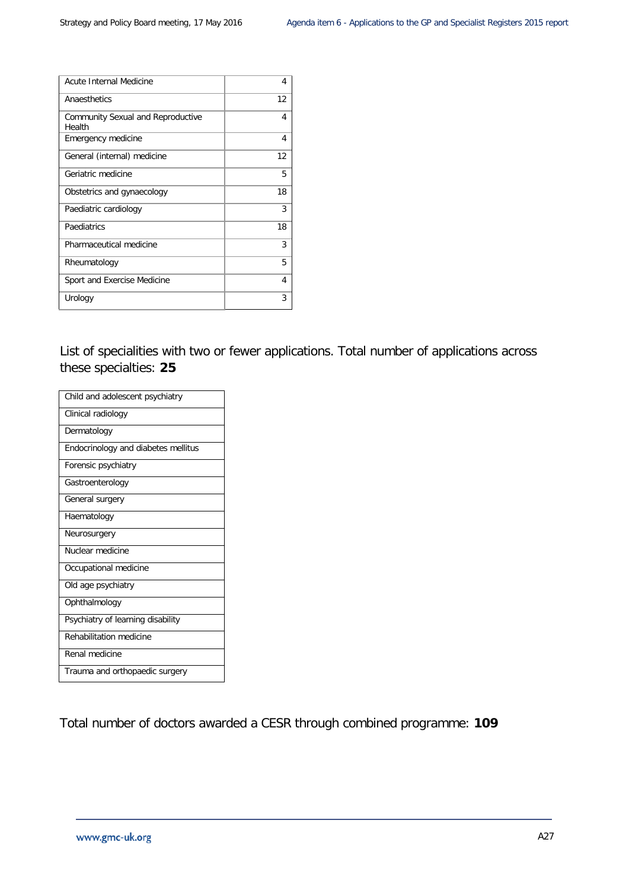| | |
|---|---|
| Acute Internal Medicine | 4 |
| Anaesthetics | 12 |
| Community Sexual and Reproductive Health | 4 |
| Emergency medicine | 4 |
| General (internal) medicine | 12 |
| Geriatric medicine | 5 |
| Obstetrics and gynaecology | 18 |
| Paediatric cardiology | 3 |
| Paediatrics | 18 |
| Pharmaceutical medicine | 3 |
| Rheumatology | 5 |
| Sport and Exercise Medicine | 4 |
| Urology | 3 |

List of specialities with two or fewer applications. Total number of applications across these specialties: **25**

| |
|---|
| Child and adolescent psychiatry |
| Clinical radiology |
| Dermatology |
| Endocrinology and diabetes mellitus |
| Forensic psychiatry |
| Gastroenterology |
| General surgery |
| Haematology |
| Neurosurgery |
| Nuclear medicine |
| Occupational medicine |
| Old age psychiatry |
| Ophthalmology |
| Psychiatry of learning disability |
| Rehabilitation medicine |
| Renal medicine |
| Trauma and orthopaedic surgery |

Total number of doctors awarded a CESR through combined programme: **109**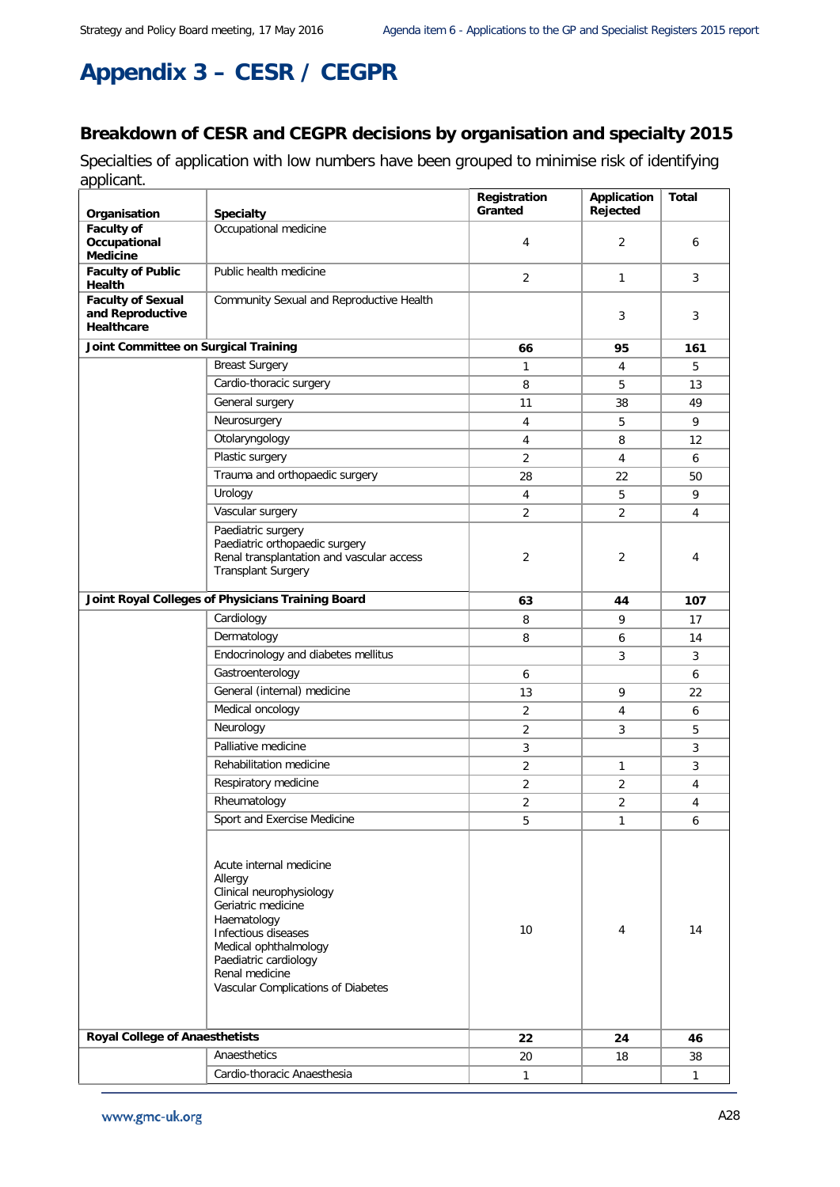# Appendix 3 – CESR / CEGPR

## Breakdown of CESR and CEGPR decisions by organisation and specialty 2015

Specialties of application with low numbers have been grouped to minimise risk of identifying applicant.

| Organisation | Specialty | Registration Granted | Application Rejected | Total |
|---|---|---|---|---|
| **Faculty of Occupational Medicine** | Occupational medicine | 4 | 2 | 6 |
| **Faculty of Public Health** | Public health medicine | 2 | 1 | 3 |
| **Faculty of Sexual and Reproductive Healthcare** | Community Sexual and Reproductive Health | | 3 | 3 |
| **Joint Committee on Surgical Training** | | **66** | **95** | **161** |
| | Breast Surgery | 1 | 4 | 5 |
| | Cardio-thoracic surgery | 8 | 5 | 13 |
| | General surgery | 11 | 38 | 49 |
| | Neurosurgery | 4 | 5 | 9 |
| | Otolaryngology | 4 | 8 | 12 |
| | Plastic surgery | 2 | 4 | 6 |
| | Trauma and orthopaedic surgery | 28 | 22 | 50 |
| | Urology | 4 | 5 | 9 |
| | Vascular surgery | 2 | 2 | 4 |
| | Paediatric surgery<br>Paediatric orthopaedic surgery<br>Renal transplantation and vascular access<br>Transplant Surgery | 2 | 2 | 4 |
| **Joint Royal Colleges of Physicians Training Board** | | **63** | **44** | **107** |
| | Cardiology | 8 | 9 | 17 |
| | Dermatology | 8 | 6 | 14 |
| | Endocrinology and diabetes mellitus | | 3 | 3 |
| | Gastroenterology | 6 | | 6 |
| | General (internal) medicine | 13 | 9 | 22 |
| | Medical oncology | 2 | 4 | 6 |
| | Neurology | 2 | 3 | 5 |
| | Palliative medicine | 3 | | 3 |
| | Rehabilitation medicine | 2 | 1 | 3 |
| | Respiratory medicine | 2 | 2 | 4 |
| | Rheumatology | 2 | 2 | 4 |
| | Sport and Exercise Medicine | 5 | 1 | 6 |
| | Acute internal medicine<br>Allergy<br>Clinical neurophysiology<br>Geriatric medicine<br>Haematology<br>Infectious diseases<br>Medical ophthalmology<br>Paediatric cardiology<br>Renal medicine<br>Vascular Complications of Diabetes | 10 | 4 | 14 |
| **Royal College of Anaesthetists** | | **22** | **24** | **46** |
| | Anaesthetics | 20 | 18 | 38 |
| | Cardio-thoracic Anaesthesia | 1 | | 1 |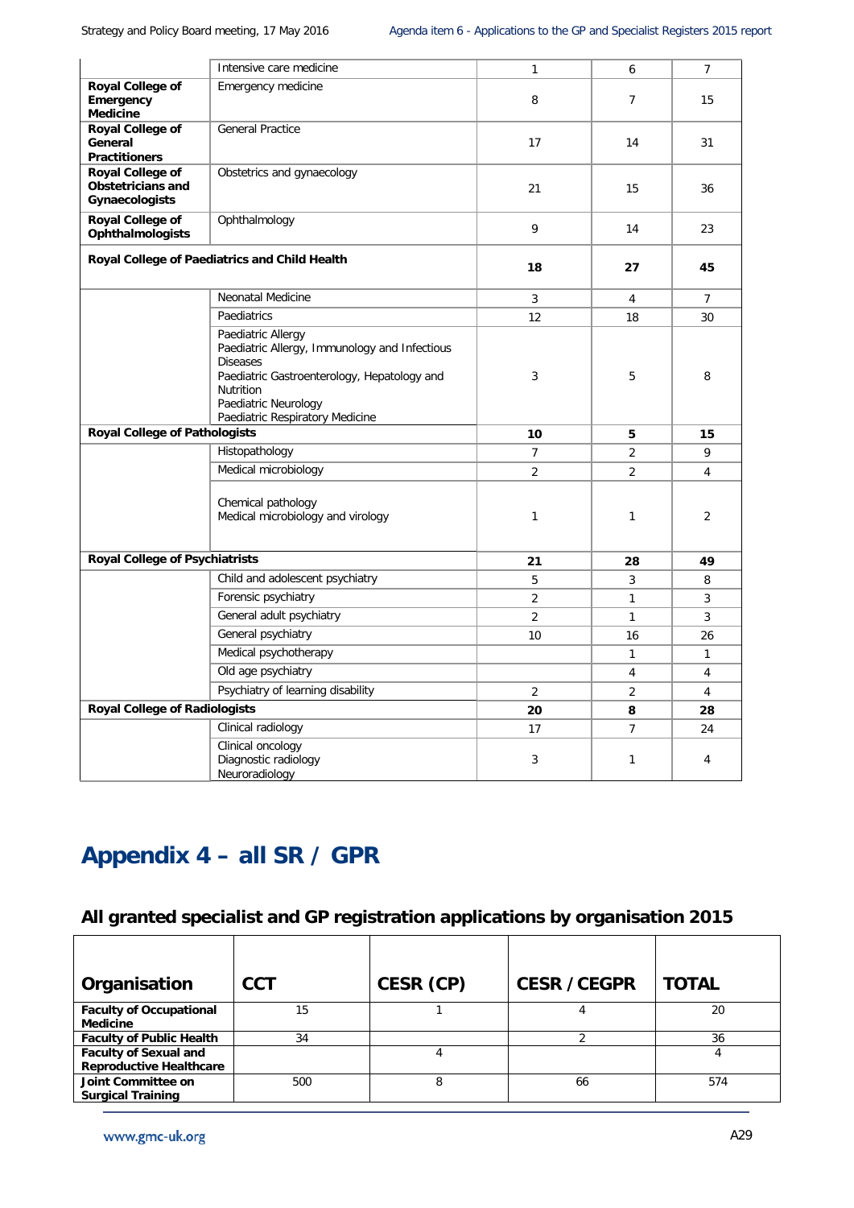| | | | | |
|---|---|---|---|---|
| | Intensive care medicine | 1 | 6 | 7 |
| **Royal College of Emergency Medicine** | Emergency medicine | 8 | 7 | 15 |
| **Royal College of General Practitioners** | General Practice | 17 | 14 | 31 |
| **Royal College of Obstetricians and Gynaecologists** | Obstetrics and gynaecology | 21 | 15 | 36 |
| **Royal College of Ophthalmologists** | Ophthalmology | 9 | 14 | 23 |
| **Royal College of Paediatrics and Child Health** | | **18** | **27** | **45** |
| | Neonatal Medicine | 3 | 4 | 7 |
| | Paediatrics | 12 | 18 | 30 |
| | Paediatric Allergy<br>Paediatric Allergy, Immunology and Infectious Diseases<br>Paediatric Gastroenterology, Hepatology and Nutrition<br>Paediatric Neurology<br>Paediatric Respiratory Medicine | 3 | 5 | 8 |
| **Royal College of Pathologists** | | **10** | **5** | **15** |
| | Histopathology | 7 | 2 | 9 |
| | Medical microbiology | 2 | 2 | 4 |
| | Chemical pathology<br>Medical microbiology and virology | 1 | 1 | 2 |
| **Royal College of Psychiatrists** | | **21** | **28** | **49** |
| | Child and adolescent psychiatry | 5 | 3 | 8 |
| | Forensic psychiatry | 2 | 1 | 3 |
| | General adult psychiatry | 2 | 1 | 3 |
| | General psychiatry | 10 | 16 | 26 |
| | Medical psychotherapy | | 1 | 1 |
| | Old age psychiatry | | 4 | 4 |
| | Psychiatry of learning disability | 2 | 2 | 4 |
| **Royal College of Radiologists** | | **20** | **8** | **28** |
| | Clinical radiology | 17 | 7 | 24 |
| | Clinical oncology<br>Diagnostic radiology<br>Neuroradiology | 3 | 1 | 4 |

# Appendix 4 – all SR / GPR

## All granted specialist and GP registration applications by organisation 2015

| Organisation | CCT | CESR (CP) | CESR / CEGPR | TOTAL |
|---|---|---|---|---|
| **Faculty of Occupational Medicine** | 15 | 1 | 4 | 20 |
| **Faculty of Public Health** | 34 | | 2 | 36 |
| **Faculty of Sexual and Reproductive Healthcare** | | 4 | | 4 |
| **Joint Committee on Surgical Training** | 500 | 8 | 66 | 574 |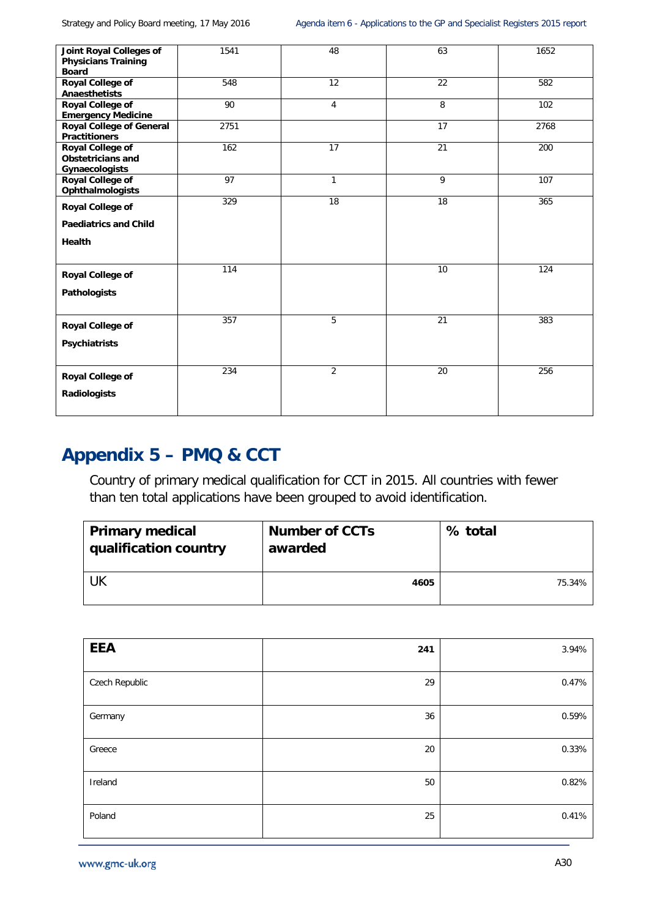| | | | | |
|---|---|---|---|---|
| **Joint Royal Colleges of Physicians Training Board** | 1541 | 48 | 63 | 1652 |
| **Royal College of Anaesthetists** | 548 | 12 | 22 | 582 |
| **Royal College of Emergency Medicine** | 90 | 4 | 8 | 102 |
| **Royal College of General Practitioners** | 2751 | | 17 | 2768 |
| **Royal College of Obstetricians and Gynaecologists** | 162 | 17 | 21 | 200 |
| **Royal College of Ophthalmologists** | 97 | 1 | 9 | 107 |
| **Royal College of Paediatrics and Child Health** | 329 | 18 | 18 | 365 |
| **Royal College of Pathologists** | 114 | | 10 | 124 |
| **Royal College of Psychiatrists** | 357 | 5 | 21 | 383 |
| **Royal College of Radiologists** | 234 | 2 | 20 | 256 |

## Appendix 5 – PMQ & CCT

Country of primary medical qualification for CCT in 2015. All countries with fewer than ten total applications have been grouped to avoid identification.

| Primary medical qualification country | Number of CCTs awarded | % total |
|---|---|---|
| UK | **4605** | 75.34% |
| **EEA** | **241** | 3.94% |
| Czech Republic | 29 | 0.47% |
| Germany | 36 | 0.59% |
| Greece | 20 | 0.33% |
| Ireland | 50 | 0.82% |
| Poland | 25 | 0.41% |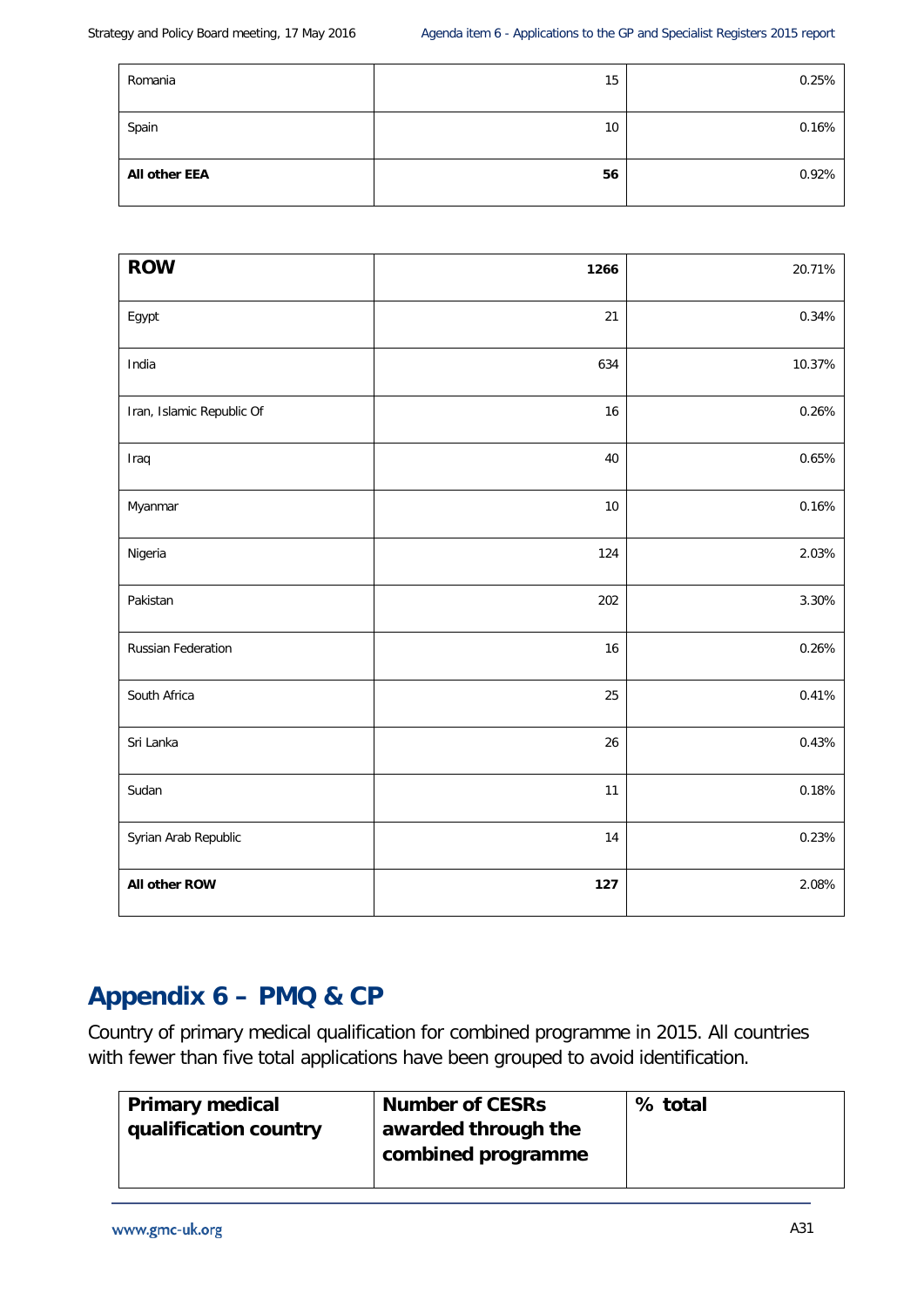| | | |
|---|---|---|
| Romania | 15 | 0.25% |
| Spain | 10 | 0.16% |
| **All other EEA** | **56** | 0.92% |

| | | |
|---|---|---|
| **ROW** | **1266** | 20.71% |
| Egypt | 21 | 0.34% |
| India | 634 | 10.37% |
| Iran, Islamic Republic Of | 16 | 0.26% |
| Iraq | 40 | 0.65% |
| Myanmar | 10 | 0.16% |
| Nigeria | 124 | 2.03% |
| Pakistan | 202 | 3.30% |
| Russian Federation | 16 | 0.26% |
| South Africa | 25 | 0.41% |
| Sri Lanka | 26 | 0.43% |
| Sudan | 11 | 0.18% |
| Syrian Arab Republic | 14 | 0.23% |
| **All other ROW** | **127** | 2.08% |

## Appendix 6 – PMQ & CP

Country of primary medical qualification for combined programme in 2015. All countries with fewer than five total applications have been grouped to avoid identification.

| Primary medical qualification country | Number of CESRs awarded through the combined programme | % total |
|---|---|---|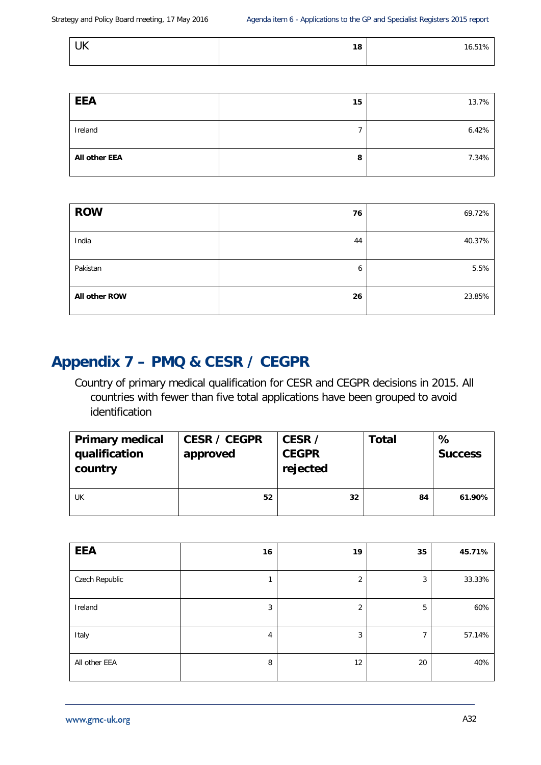| | | |
|---|---|---|
| UK | **18** | 16.51% |

| | | |
|---|---|---|
| **EEA** | **15** | 13.7% |
| Ireland | 7 | 6.42% |
| **All other EEA** | **8** | 7.34% |

| | | |
|---|---|---|
| **ROW** | **76** | 69.72% |
| India | 44 | 40.37% |
| Pakistan | 6 | 5.5% |
| **All other ROW** | **26** | 23.85% |

## Appendix 7 – PMQ & CESR / CEGPR

Country of primary medical qualification for CESR and CEGPR decisions in 2015. All countries with fewer than five total applications have been grouped to avoid identification

| Primary medical qualification country | CESR / CEGPR approved | CESR / CEGPR rejected | Total | % Success |
|---|---|---|---|---|
| UK | **52** | **32** | **84** | **61.90%** |

| | | | | |
|---|---|---|---|---|
| **EEA** | **16** | **19** | **35** | **45.71%** |
| Czech Republic | 1 | 2 | 3 | 33.33% |
| Ireland | 3 | 2 | 5 | 60% |
| Italy | 4 | 3 | 7 | 57.14% |
| All other EEA | 8 | 12 | 20 | 40% |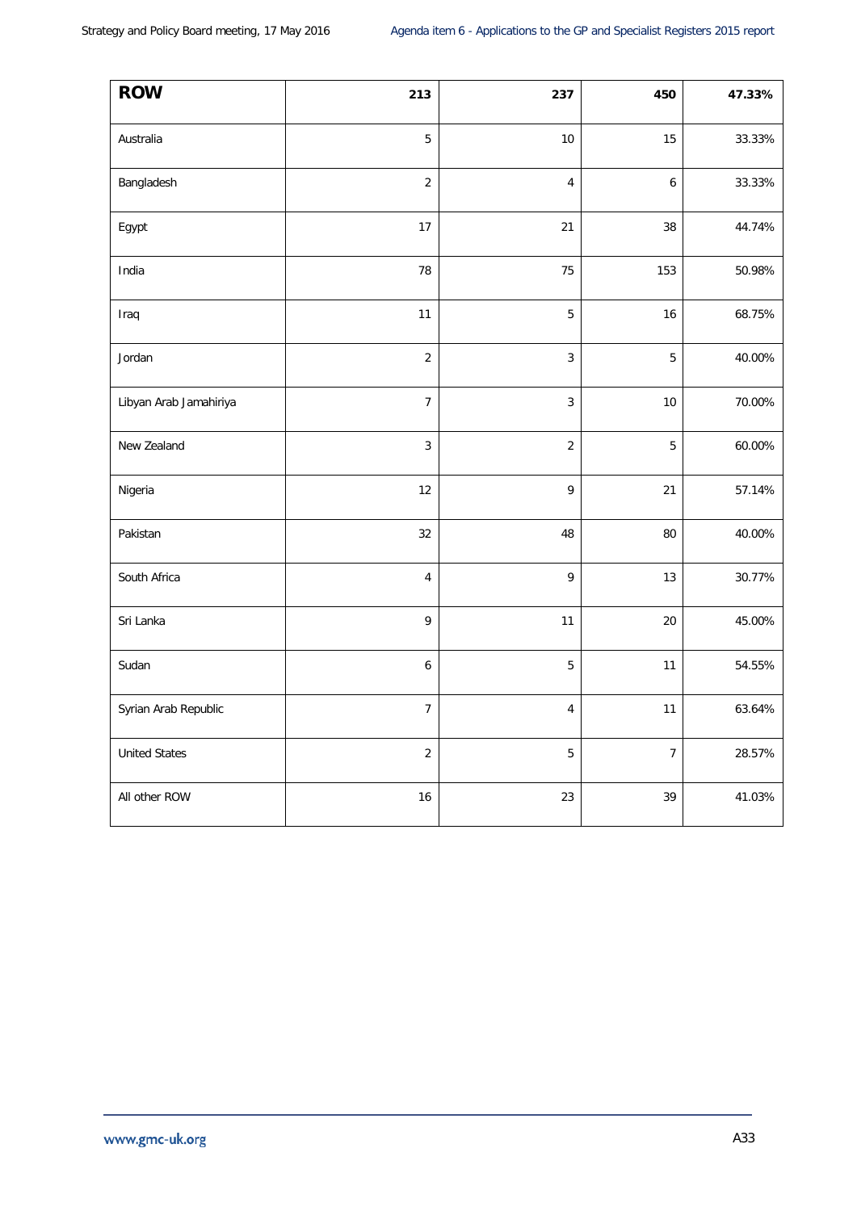| ROW | 213 | 237 | 450 | 47.33% |
|---|---|---|---|---|
| Australia | 5 | 10 | 15 | 33.33% |
| Bangladesh | 2 | 4 | 6 | 33.33% |
| Egypt | 17 | 21 | 38 | 44.74% |
| India | 78 | 75 | 153 | 50.98% |
| Iraq | 11 | 5 | 16 | 68.75% |
| Jordan | 2 | 3 | 5 | 40.00% |
| Libyan Arab Jamahiriya | 7 | 3 | 10 | 70.00% |
| New Zealand | 3 | 2 | 5 | 60.00% |
| Nigeria | 12 | 9 | 21 | 57.14% |
| Pakistan | 32 | 48 | 80 | 40.00% |
| South Africa | 4 | 9 | 13 | 30.77% |
| Sri Lanka | 9 | 11 | 20 | 45.00% |
| Sudan | 6 | 5 | 11 | 54.55% |
| Syrian Arab Republic | 7 | 4 | 11 | 63.64% |
| United States | 2 | 5 | 7 | 28.57% |
| All other ROW | 16 | 23 | 39 | 41.03% |